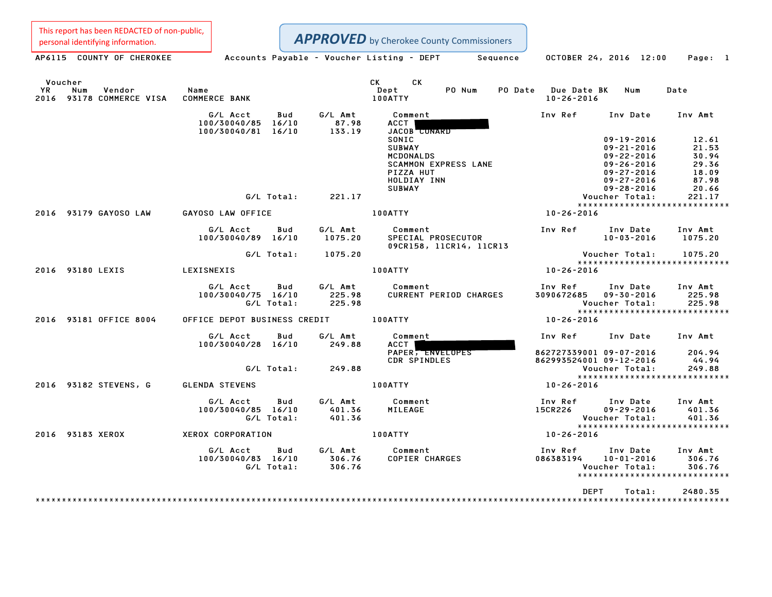This report has been REDACTED of non-public, personal identifying information.

**APPROVED** by Cherokee County Commissioners

AP6115 COUNTY OF CHEROKEE — Accounts Payable - Voucher Listing - DEPT Sequence — OCTOBER 24, 2016 12:00 Page: 1

| Voucher YR | Num | Vendor | Name | Dept | PO Num | PO Date | Due Date | CK BK | CK Num | Date |
|---|---|---|---|---|---|---|---|---|---|---|
| 2016 | 93178 | COMMERCE VISA | COMMERCE BANK | 100ATTY | | | 10-26-2016 | | | |

| G/L Acct | Bud | G/L Amt | Comment | Inv Ref | Inv Date | Inv Amt |
|---|---|---|---|---|---|---|
| 100/30040/85 | 16/10 | 87.98 | ACCT [REDACTED] | | | |
| 100/30040/81 | 16/10 | 133.19 | JACOB CONARD | | | |
| | | | SONIC | | 09-19-2016 | 12.61 |
| | | | SUBWAY | | 09-21-2016 | 21.53 |
| | | | MCDONALDS | | 09-22-2016 | 30.94 |
| | | | SCAMMON EXPRESS LANE | | 09-26-2016 | 29.36 |
| | | | PIZZA HUT | | 09-27-2016 | 18.09 |
| | | | HOLDIAY INN | | 09-27-2016 | 87.98 |
| | | | SUBWAY | | 09-28-2016 | 20.66 |
| G/L Total: | | 221.17 | | | Voucher Total: | 221.17 |

| Voucher YR | Num | Vendor | Name | Dept | Due Date |
|---|---|---|---|---|---|
| 2016 | 93179 | GAYOSO LAW | GAYOSO LAW OFFICE | 100ATTY | 10-26-2016 |

| G/L Acct | Bud | G/L Amt | Comment | Inv Ref | Inv Date | Inv Amt |
|---|---|---|---|---|---|---|
| 100/30040/89 | 16/10 | 1075.20 | SPECIAL PROSECUTOR 09CR158, 11CR14, 11CR13 | | 10-03-2016 | 1075.20 |
| G/L Total: | | 1075.20 | | | Voucher Total: | 1075.20 |

| Voucher YR | Num | Vendor | Name | Dept | Due Date |
|---|---|---|---|---|---|
| 2016 | 93180 | LEXIS | LEXISNEXIS | 100ATTY | 10-26-2016 |

| G/L Acct | Bud | G/L Amt | Comment | Inv Ref | Inv Date | Inv Amt |
|---|---|---|---|---|---|---|
| 100/30040/75 | 16/10 | 225.98 | CURRENT PERIOD CHARGES | 3090672685 | 09-30-2016 | 225.98 |
| G/L Total: | | 225.98 | | | Voucher Total: | 225.98 |

| Voucher YR | Num | Vendor | Name | Dept | Due Date |
|---|---|---|---|---|---|
| 2016 | 93181 | OFFICE 8004 | OFFICE DEPOT BUSINESS CREDIT | 100ATTY | 10-26-2016 |

| G/L Acct | Bud | G/L Amt | Comment | Inv Ref | Inv Date | Inv Amt |
|---|---|---|---|---|---|---|
| 100/30040/28 | 16/10 | 249.88 | ACCT [REDACTED] | | | |
| | | | PAPER, ENVELOPES | 862727339001 | 09-07-2016 | 204.94 |
| | | | CDR SPINDLES | 862993524001 | 09-12-2016 | 44.94 |
| G/L Total: | | 249.88 | | | Voucher Total: | 249.88 |

| Voucher YR | Num | Vendor | Name | Dept | Due Date |
|---|---|---|---|---|---|
| 2016 | 93182 | STEVENS, G | GLENDA STEVENS | 100ATTY | 10-26-2016 |

| G/L Acct | Bud | G/L Amt | Comment | Inv Ref | Inv Date | Inv Amt |
|---|---|---|---|---|---|---|
| 100/30040/85 | 16/10 | 401.36 | MILEAGE | 15CR226 | 09-29-2016 | 401.36 |
| G/L Total: | | 401.36 | | | Voucher Total: | 401.36 |

| Voucher YR | Num | Vendor | Name | Dept | Due Date |
|---|---|---|---|---|---|
| 2016 | 93183 | XEROX | XEROX CORPORATION | 100ATTY | 10-26-2016 |

| G/L Acct | Bud | G/L Amt | Comment | Inv Ref | Inv Date | Inv Amt |
|---|---|---|---|---|---|---|
| 100/30040/83 | 16/10 | 306.76 | COPIER CHARGES | 086383194 | 10-01-2016 | 306.76 |
| G/L Total: | | 306.76 | | | Voucher Total: | 306.76 |

DEPT Total: 2480.35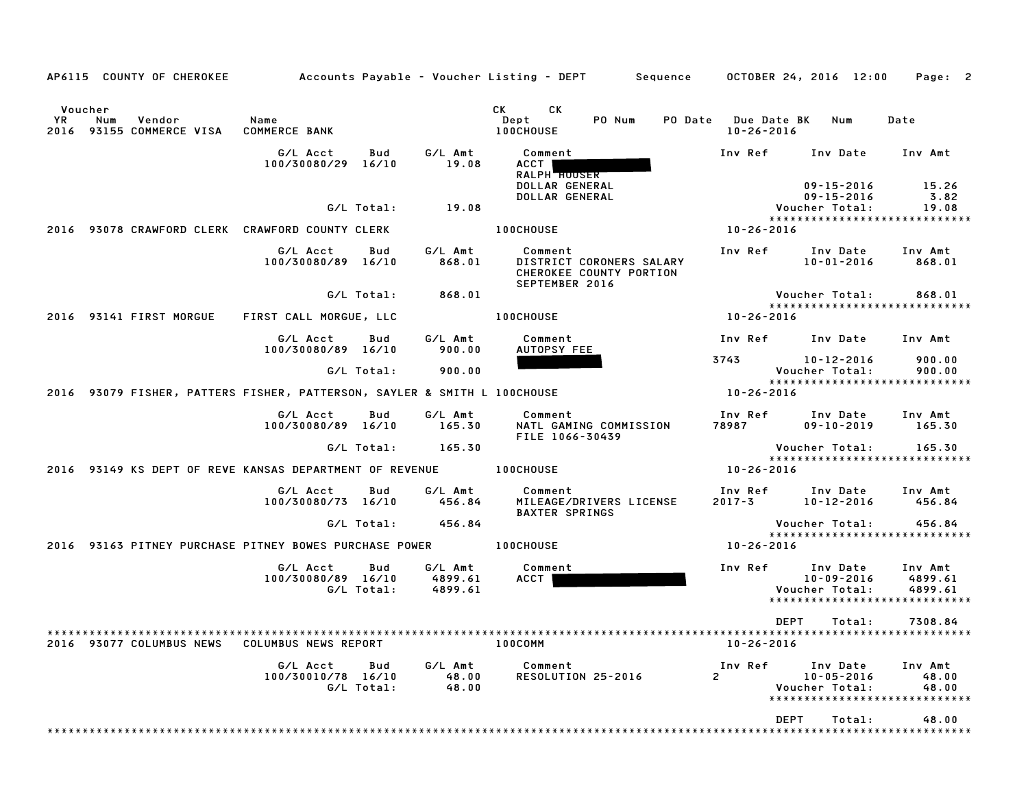AP6115 COUNTY OF CHEROKEE — Accounts Payable - Voucher Listing - DEPT — Sequence — OCTOBER 24, 2016 12:00

| Voucher YR | Num | Vendor | Name | CK Dept | CK PO Num | PO Date | Due Date BK | Num | Date |
|---|---|---|---|---|---|---|---|---|---|
| 2016 | 93155 | COMMERCE VISA | COMMERCE BANK | 100CHOUSE | | | 10-26-2016 | | |

| G/L Acct | Bud | G/L Amt | Comment | Inv Ref | Inv Date | Inv Amt |
|---|---|---|---|---|---|---|
| 100/30080/29 | 16/10 | 19.08 | ACCT [REDACTED] | | | |
| | | | RALPH HOUSER | | | |
| | | | DOLLAR GENERAL | | 09-15-2016 | 15.26 |
| | | | DOLLAR GENERAL | | 09-15-2016 | 3.82 |
| | G/L Total: | 19.08 | | | Voucher Total: | 19.08 |

****************************

| Voucher YR | Num | Vendor | Name | CK Dept | Due Date |
|---|---|---|---|---|---|
| 2016 | 93078 | CRAWFORD CLERK | CRAWFORD COUNTY CLERK | 100CHOUSE | 10-26-2016 |

| G/L Acct | Bud | G/L Amt | Comment | Inv Ref | Inv Date | Inv Amt |
|---|---|---|---|---|---|---|
| 100/30080/89 | 16/10 | 868.01 | DISTRICT CORONERS SALARY | | 10-01-2016 | 868.01 |
| | | | CHEROKEE COUNTY PORTION | | | |
| | | | SEPTEMBER 2016 | | | |
| | G/L Total: | 868.01 | | | Voucher Total: | 868.01 |

****************************

| Voucher YR | Num | Vendor | Name | CK Dept | Due Date |
|---|---|---|---|---|---|
| 2016 | 93141 | FIRST MORGUE | FIRST CALL MORGUE, LLC | 100CHOUSE | 10-26-2016 |

| G/L Acct | Bud | G/L Amt | Comment | Inv Ref | Inv Date | Inv Amt |
|---|---|---|---|---|---|---|
| 100/30080/89 | 16/10 | 900.00 | AUTOPSY FEE | | | |
| | | | [REDACTED] | 3743 | 10-12-2016 | 900.00 |
| | G/L Total: | 900.00 | | | Voucher Total: | 900.00 |

****************************

| Voucher YR | Num | Vendor | Name | CK Dept | Due Date |
|---|---|---|---|---|---|
| 2016 | 93079 | FISHER, PATTERS | FISHER, PATTERSON, SAYLER & SMITH L | 100CHOUSE | 10-26-2016 |

| G/L Acct | Bud | G/L Amt | Comment | Inv Ref | Inv Date | Inv Amt |
|---|---|---|---|---|---|---|
| 100/30080/89 | 16/10 | 165.30 | NATL GAMING COMMISSION | 78987 | 09-10-2019 | 165.30 |
| | | | FILE 1066-30439 | | | |
| | G/L Total: | 165.30 | | | Voucher Total: | 165.30 |

****************************

| Voucher YR | Num | Vendor | Name | CK Dept | Due Date |
|---|---|---|---|---|---|
| 2016 | 93149 | KS DEPT OF REVE | KANSAS DEPARTMENT OF REVENUE | 100CHOUSE | 10-26-2016 |

| G/L Acct | Bud | G/L Amt | Comment | Inv Ref | Inv Date | Inv Amt |
|---|---|---|---|---|---|---|
| 100/30080/73 | 16/10 | 456.84 | MILEAGE/DRIVERS LICENSE | 2017-3 | 10-12-2016 | 456.84 |
| | | | BAXTER SPRINGS | | | |
| | G/L Total: | 456.84 | | | Voucher Total: | 456.84 |

****************************

| Voucher YR | Num | Vendor | Name | CK Dept | Due Date |
|---|---|---|---|---|---|
| 2016 | 93163 | PITNEY PURCHASE | PITNEY BOWES PURCHASE POWER | 100CHOUSE | 10-26-2016 |

| G/L Acct | Bud | G/L Amt | Comment | Inv Ref | Inv Date | Inv Amt |
|---|---|---|---|---|---|---|
| 100/30080/89 | 16/10 | 4899.61 | ACCT [REDACTED] | | 10-09-2016 | 4899.61 |
| | G/L Total: | 4899.61 | | | Voucher Total: | 4899.61 |

****************************

DEPT Total: 7308.84

****************************

| Voucher YR | Num | Vendor | Name | CK Dept | Due Date |
|---|---|---|---|---|---|
| 2016 | 93077 | COLUMBUS NEWS | COLUMBUS NEWS REPORT | 100COMM | 10-26-2016 |

| G/L Acct | Bud | G/L Amt | Comment | Inv Ref | Inv Date | Inv Amt |
|---|---|---|---|---|---|---|
| 100/30010/78 | 16/10 | 48.00 | RESOLUTION 25-2016 | 2 | 10-05-2016 | 48.00 |
| | G/L Total: | 48.00 | | | Voucher Total: | 48.00 |

****************************

DEPT Total: 48.00

****************************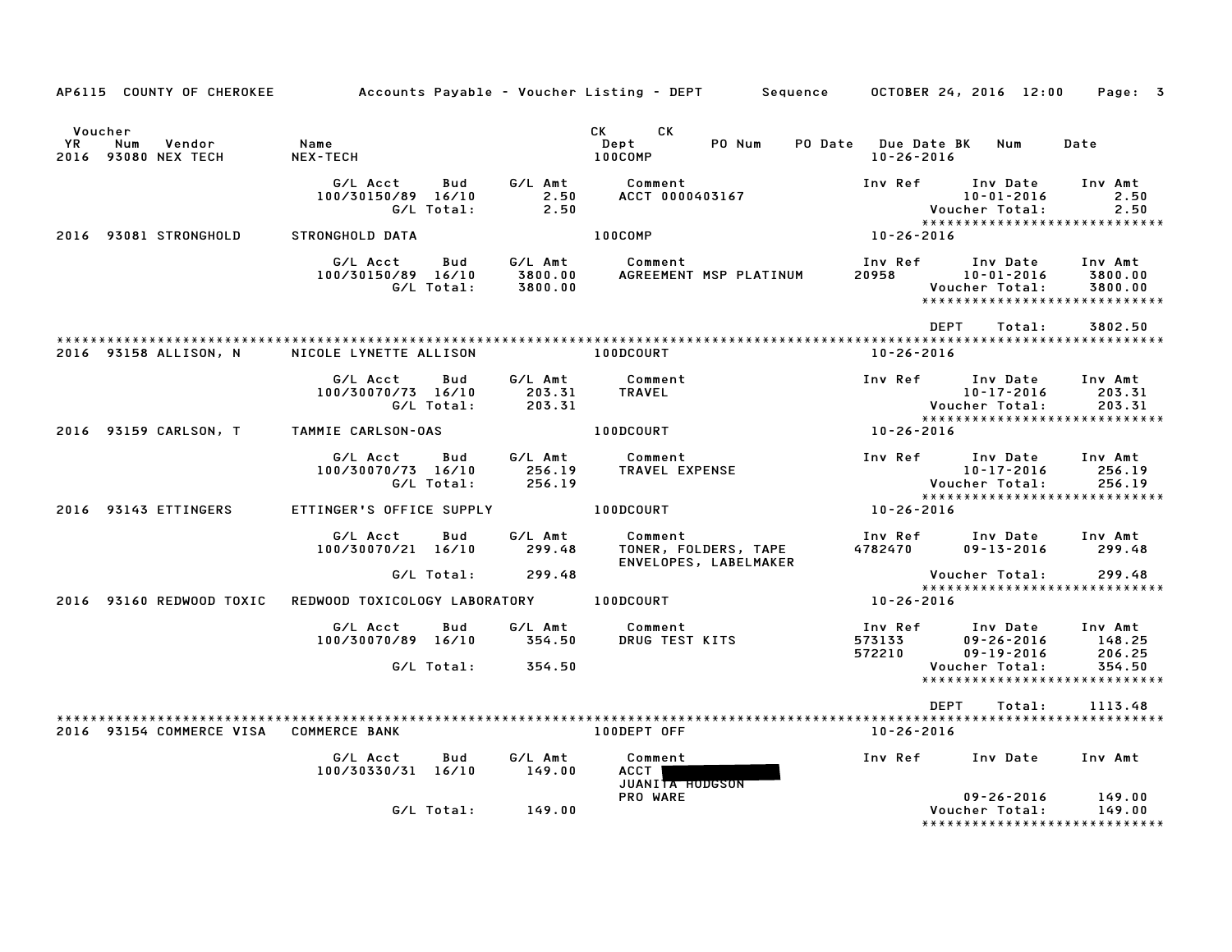AP6115 COUNTY OF CHEROKEE — Accounts Payable - Voucher Listing - DEPT — Sequence — OCTOBER 24, 2016 12:00

| Voucher YR | Num | Vendor | Name | CK Dept | CK PO Num | PO Date | Due Date BK | Num | Date |
|---|---|---|---|---|---|---|---|---|---|
| 2016 | 93080 | NEX TECH | NEX-TECH | 100COMP | | | 10-26-2016 | | |

| G/L Acct | Bud | G/L Amt | Comment | Inv Ref | Inv Date | Inv Amt |
|---|---|---|---|---|---|---|
| 100/30150/89 | 16/10 | 2.50 | ACCT 0000403167 | | 10-01-2016 | 2.50 |
| | G/L Total: | 2.50 | | | Voucher Total: | 2.50 |

****************************

2016 93081 STRONGHOLD — STRONGHOLD DATA — 100COMP — 10-26-2016

| G/L Acct | Bud | G/L Amt | Comment | Inv Ref | Inv Date | Inv Amt |
|---|---|---|---|---|---|---|
| 100/30150/89 | 16/10 | 3800.00 | AGREEMENT MSP PLATINUM | 20958 | 10-01-2016 | 3800.00 |
| | G/L Total: | 3800.00 | | | Voucher Total: | 3800.00 |

****************************

DEPT Total: 3802.50

****************************

2016 93158 ALLISON, N — NICOLE LYNETTE ALLISON — 100DCOURT — 10-26-2016

| G/L Acct | Bud | G/L Amt | Comment | Inv Ref | Inv Date | Inv Amt |
|---|---|---|---|---|---|---|
| 100/30070/73 | 16/10 | 203.31 | TRAVEL | | 10-17-2016 | 203.31 |
| | G/L Total: | 203.31 | | | Voucher Total: | 203.31 |

****************************

2016 93159 CARLSON, T — TAMMIE CARLSON-OAS — 100DCOURT — 10-26-2016

| G/L Acct | Bud | G/L Amt | Comment | Inv Ref | Inv Date | Inv Amt |
|---|---|---|---|---|---|---|
| 100/30070/73 | 16/10 | 256.19 | TRAVEL EXPENSE | | 10-17-2016 | 256.19 |
| | G/L Total: | 256.19 | | | Voucher Total: | 256.19 |

****************************

2016 93143 ETTINGERS — ETTINGER'S OFFICE SUPPLY — 100DCOURT — 10-26-2016

| G/L Acct | Bud | G/L Amt | Comment | Inv Ref | Inv Date | Inv Amt |
|---|---|---|---|---|---|---|
| 100/30070/21 | 16/10 | 299.48 | TONER, FOLDERS, TAPE ENVELOPES, LABELMAKER | 4782470 | 09-13-2016 | 299.48 |
| | G/L Total: | 299.48 | | | Voucher Total: | 299.48 |

****************************

2016 93160 REDWOOD TOXIC — REDWOOD TOXICOLOGY LABORATORY — 100DCOURT — 10-26-2016

| G/L Acct | Bud | G/L Amt | Comment | Inv Ref | Inv Date | Inv Amt |
|---|---|---|---|---|---|---|
| 100/30070/89 | 16/10 | 354.50 | DRUG TEST KITS | 573133 | 09-26-2016 | 148.25 |
| | | | | 572210 | 09-19-2016 | 206.25 |
| | G/L Total: | 354.50 | | | Voucher Total: | 354.50 |

****************************

DEPT Total: 1113.48

****************************

2016 93154 COMMERCE VISA — COMMERCE BANK — 100DEPT OFF — 10-26-2016

| G/L Acct | Bud | G/L Amt | Comment | Inv Ref | Inv Date | Inv Amt |
|---|---|---|---|---|---|---|
| 100/30330/31 | 16/10 | 149.00 | ACCT [REDACTED] JUANITA HODGSON PRO WARE | | 09-26-2016 | 149.00 |
| | G/L Total: | 149.00 | | | Voucher Total: | 149.00 |

****************************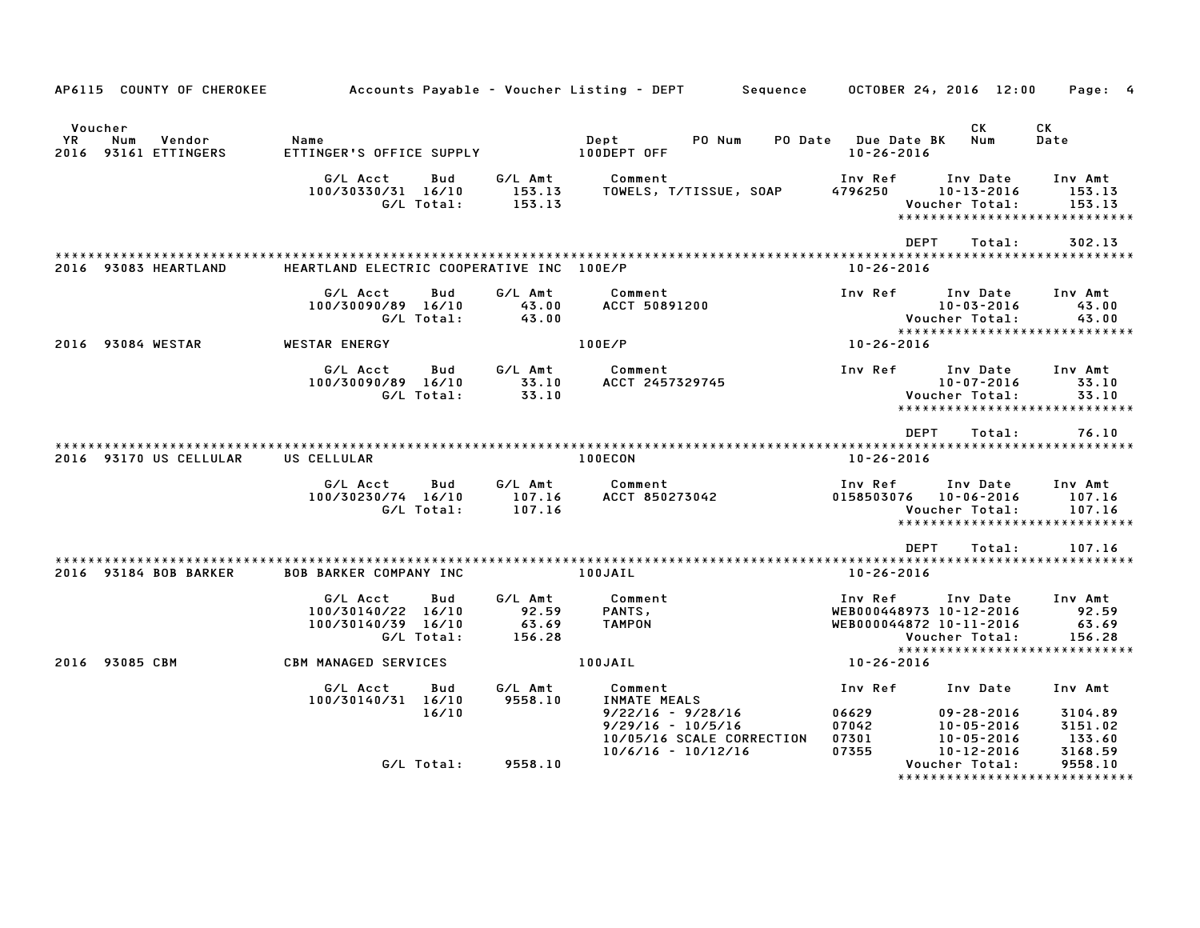AP6115 COUNTY OF CHEROKEE — Accounts Payable - Voucher Listing - DEPT — Sequence — OCTOBER 24, 2016 12:00

| Voucher YR | Num | Vendor | Name | Dept | PO Num | PO Date | Due Date BK | CK Num | CK Date |
|---|---|---|---|---|---|---|---|---|---|
| 2016 | 93161 | ETTINGERS | ETTINGER'S OFFICE SUPPLY | 100DEPT OFF | | | 10-26-2016 | | |

| G/L Acct | Bud | G/L Amt | Comment | Inv Ref | Inv Date | Inv Amt |
|---|---|---|---|---|---|---|
| 100/30330/31 | 16/10 | 153.13 | TOWELS, T/TISSUE, SOAP | 4796250 | 10-13-2016 | 153.13 |
| | G/L Total: | 153.13 | | | Voucher Total: | 153.13 |

DEPT Total: 302.13

| Voucher YR | Num | Vendor | Name | Dept | Due Date BK |
|---|---|---|---|---|---|
| 2016 | 93083 | HEARTLAND | HEARTLAND ELECTRIC COOPERATIVE INC | 100E/P | 10-26-2016 |

| G/L Acct | Bud | G/L Amt | Comment | Inv Ref | Inv Date | Inv Amt |
|---|---|---|---|---|---|---|
| 100/30090/89 | 16/10 | 43.00 | ACCT 50891200 | | 10-03-2016 | 43.00 |
| | G/L Total: | 43.00 | | | Voucher Total: | 43.00 |

| Voucher YR | Num | Vendor | Name | Dept | Due Date BK |
|---|---|---|---|---|---|
| 2016 | 93084 | WESTAR | WESTAR ENERGY | 100E/P | 10-26-2016 |

| G/L Acct | Bud | G/L Amt | Comment | Inv Ref | Inv Date | Inv Amt |
|---|---|---|---|---|---|---|
| 100/30090/89 | 16/10 | 33.10 | ACCT 2457329745 | | 10-07-2016 | 33.10 |
| | G/L Total: | 33.10 | | | Voucher Total: | 33.10 |

DEPT Total: 76.10

| Voucher YR | Num | Vendor | Name | Dept | Due Date BK |
|---|---|---|---|---|---|
| 2016 | 93170 | US CELLULAR | US CELLULAR | 100ECON | 10-26-2016 |

| G/L Acct | Bud | G/L Amt | Comment | Inv Ref | Inv Date | Inv Amt |
|---|---|---|---|---|---|---|
| 100/30230/74 | 16/10 | 107.16 | ACCT 850273042 | 0158503076 | 10-06-2016 | 107.16 |
| | G/L Total: | 107.16 | | | Voucher Total: | 107.16 |

DEPT Total: 107.16

| Voucher YR | Num | Vendor | Name | Dept | Due Date BK |
|---|---|---|---|---|---|
| 2016 | 93184 | BOB BARKER | BOB BARKER COMPANY INC | 100JAIL | 10-26-2016 |

| G/L Acct | Bud | G/L Amt | Comment | Inv Ref | Inv Date | Inv Amt |
|---|---|---|---|---|---|---|
| 100/30140/22 | 16/10 | 92.59 | PANTS, | WEB000448973 | 10-12-2016 | 92.59 |
| 100/30140/39 | 16/10 | 63.69 | TAMPON | WEB000044872 | 10-11-2016 | 63.69 |
| | G/L Total: | 156.28 | | | Voucher Total: | 156.28 |

| Voucher YR | Num | Vendor | Name | Dept | Due Date BK |
|---|---|---|---|---|---|
| 2016 | 93085 | CBM | CBM MANAGED SERVICES | 100JAIL | 10-26-2016 |

| G/L Acct | Bud | G/L Amt | Comment | Inv Ref | Inv Date | Inv Amt |
|---|---|---|---|---|---|---|
| 100/30140/31 | 16/10 | 9558.10 | INMATE MEALS | | | |
| | 16/10 | | 9/22/16 - 9/28/16 | 06629 | 09-28-2016 | 3104.89 |
| | | | 9/29/16 - 10/5/16 | 07042 | 10-05-2016 | 3151.02 |
| | | | 10/05/16 SCALE CORRECTION | 07301 | 10-05-2016 | 133.60 |
| | | | 10/6/16 - 10/12/16 | 07355 | 10-12-2016 | 3168.59 |
| | G/L Total: | 9558.10 | | | Voucher Total: | 9558.10 |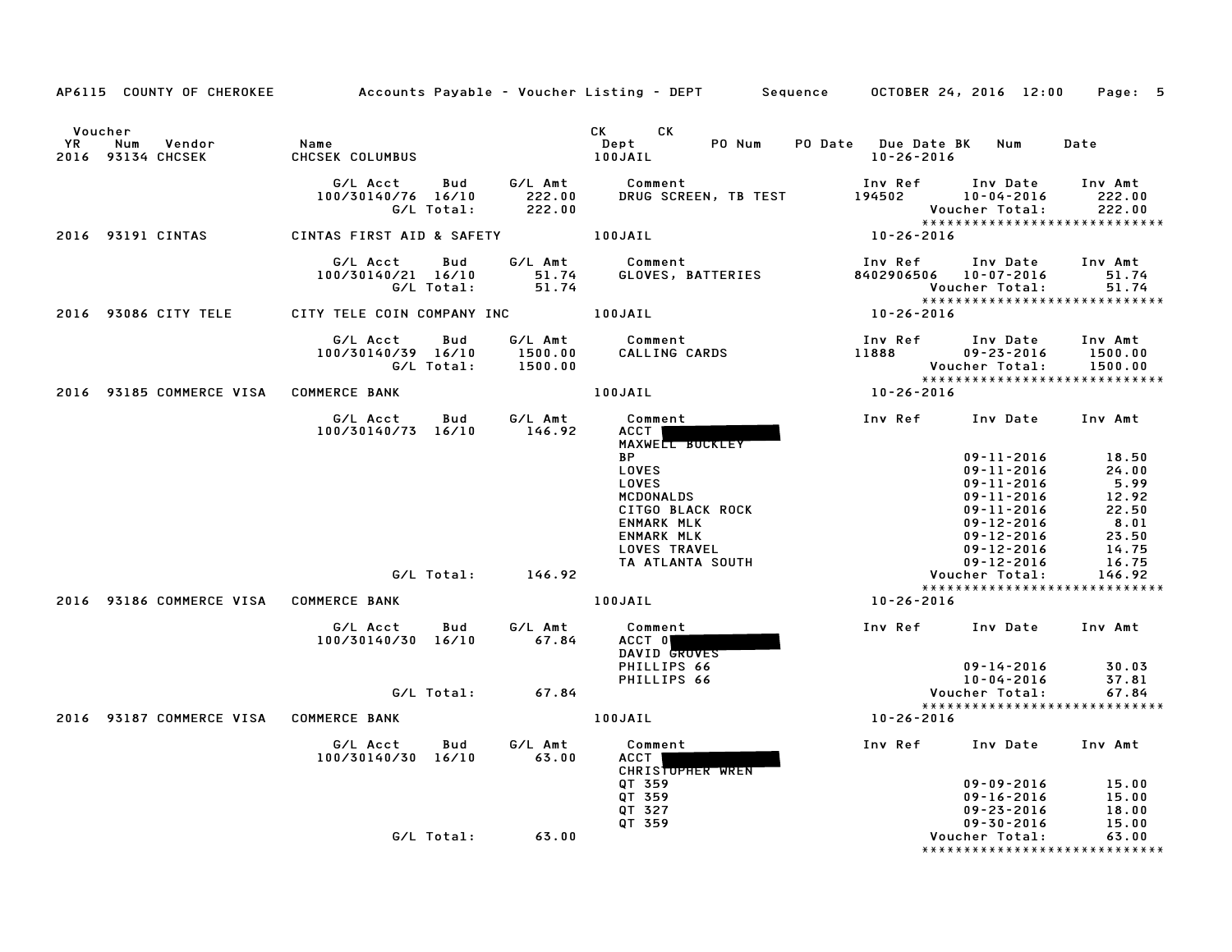AP6115 COUNTY OF CHEROKEE — Accounts Payable - Voucher Listing - DEPT — Sequence — OCTOBER 24, 2016 12:00

| Voucher YR | Num | Vendor | Name | CK Dept | CK PO Num | PO Date | Due Date BK | Num | Date |
|---|---|---|---|---|---|---|---|---|---|
| 2016 | 93134 | CHCSEK | CHCSEK COLUMBUS | 100JAIL | | | 10-26-2016 | | |

| G/L Acct | Bud | G/L Amt | Comment | Inv Ref | Inv Date | Inv Amt |
|---|---|---|---|---|---|---|
| 100/30140/76 | 16/10 | 222.00 | DRUG SCREEN, TB TEST | 194502 | 10-04-2016 | 222.00 |
| | G/L Total: | 222.00 | | | Voucher Total: | 222.00 |

******************************

| Voucher YR | Num | Vendor | Name | CK Dept | Due Date |
|---|---|---|---|---|---|
| 2016 | 93191 | CINTAS | CINTAS FIRST AID & SAFETY | 100JAIL | 10-26-2016 |

| G/L Acct | Bud | G/L Amt | Comment | Inv Ref | Inv Date | Inv Amt |
|---|---|---|---|---|---|---|
| 100/30140/21 | 16/10 | 51.74 | GLOVES, BATTERIES | 8402906506 | 10-07-2016 | 51.74 |
| | G/L Total: | 51.74 | | | Voucher Total: | 51.74 |

******************************

| Voucher YR | Num | Vendor | Name | CK Dept | Due Date |
|---|---|---|---|---|---|
| 2016 | 93086 | CITY TELE | CITY TELE COIN COMPANY INC | 100JAIL | 10-26-2016 |

| G/L Acct | Bud | G/L Amt | Comment | Inv Ref | Inv Date | Inv Amt |
|---|---|---|---|---|---|---|
| 100/30140/39 | 16/10 | 1500.00 | CALLING CARDS | 11888 | 09-23-2016 | 1500.00 |
| | G/L Total: | 1500.00 | | | Voucher Total: | 1500.00 |

******************************

| Voucher YR | Num | Vendor | Name | CK Dept | Due Date |
|---|---|---|---|---|---|
| 2016 | 93185 | COMMERCE VISA | COMMERCE BANK | 100JAIL | 10-26-2016 |

| G/L Acct | Bud | G/L Amt | Comment | Inv Ref | Inv Date | Inv Amt |
|---|---|---|---|---|---|---|
| 100/30140/73 | 16/10 | 146.92 | ACCT [REDACTED] | | | |
| | | | MAXWELL BUCKLEY | | | |
| | | | BP | | 09-11-2016 | 18.50 |
| | | | LOVES | | 09-11-2016 | 24.00 |
| | | | LOVES | | 09-11-2016 | 5.99 |
| | | | MCDONALDS | | 09-11-2016 | 12.92 |
| | | | CITGO BLACK ROCK | | 09-11-2016 | 22.50 |
| | | | ENMARK MLK | | 09-12-2016 | 8.01 |
| | | | ENMARK MLK | | 09-12-2016 | 23.50 |
| | | | LOVES TRAVEL | | 09-12-2016 | 14.75 |
| | | | TA ATLANTA SOUTH | | 09-12-2016 | 16.75 |
| | G/L Total: | 146.92 | | | Voucher Total: | 146.92 |

******************************

| Voucher YR | Num | Vendor | Name | CK Dept | Due Date |
|---|---|---|---|---|---|
| 2016 | 93186 | COMMERCE VISA | COMMERCE BANK | 100JAIL | 10-26-2016 |

| G/L Acct | Bud | G/L Amt | Comment | Inv Ref | Inv Date | Inv Amt |
|---|---|---|---|---|---|---|
| 100/30140/30 | 16/10 | 67.84 | ACCT 0[REDACTED] | | | |
| | | | DAVID GROVES | | | |
| | | | PHILLIPS 66 | | 09-14-2016 | 30.03 |
| | | | PHILLIPS 66 | | 10-04-2016 | 37.81 |
| | G/L Total: | 67.84 | | | Voucher Total: | 67.84 |

******************************

| Voucher YR | Num | Vendor | Name | CK Dept | Due Date |
|---|---|---|---|---|---|
| 2016 | 93187 | COMMERCE VISA | COMMERCE BANK | 100JAIL | 10-26-2016 |

| G/L Acct | Bud | G/L Amt | Comment | Inv Ref | Inv Date | Inv Amt |
|---|---|---|---|---|---|---|
| 100/30140/30 | 16/10 | 63.00 | ACCT [REDACTED] | | | |
| | | | CHRISTOPHER WREN | | | |
| | | | QT 359 | | 09-09-2016 | 15.00 |
| | | | QT 359 | | 09-16-2016 | 15.00 |
| | | | QT 327 | | 09-23-2016 | 18.00 |
| | | | QT 359 | | 09-30-2016 | 15.00 |
| | G/L Total: | 63.00 | | | Voucher Total: | 63.00 |

******************************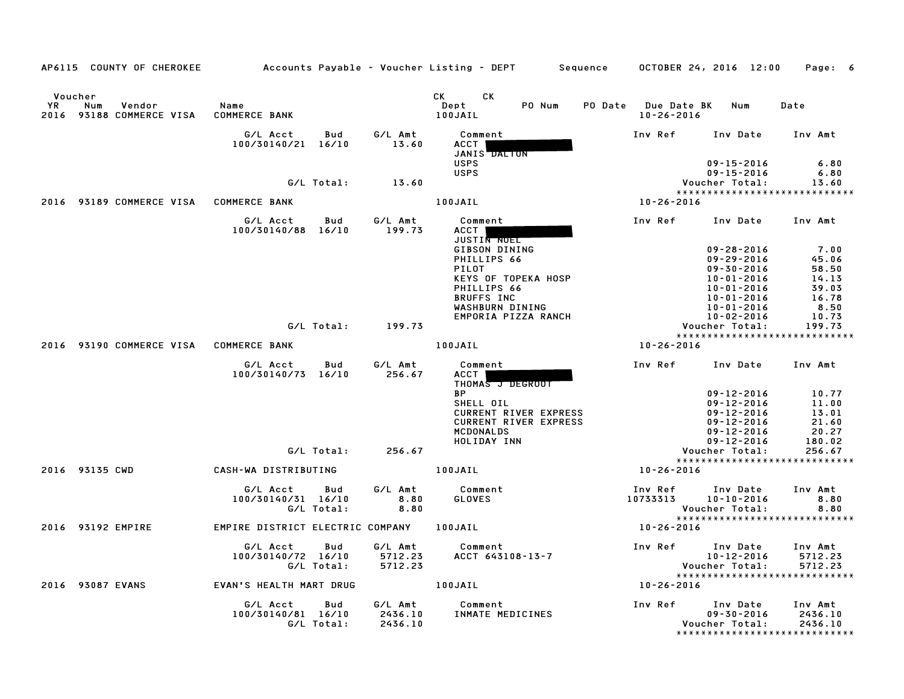AP6115 COUNTY OF CHEROKEE — Accounts Payable - Voucher Listing - DEPT — Sequence — OCTOBER 24, 2016 12:00

| Voucher YR | Num | Vendor | Name | CK Dept | CK | PO Num | PO Date | Due Date BK | Num | Date |
|---|---|---|---|---|---|---|---|---|---|---|
| 2016 | 93188 | COMMERCE VISA | COMMERCE BANK | 100JAIL | | | | 10-26-2016 | | |

| G/L Acct | Bud | G/L Amt | Comment | Inv Ref | Inv Date | Inv Amt |
|---|---|---|---|---|---|---|
| 100/30140/21 | 16/10 | 13.60 | ACCT [REDACTED] | | | |
| | | | JANIS DALTON | | | |
| | | | USPS | | 09-15-2016 | 6.80 |
| | | | USPS | | 09-15-2016 | 6.80 |
| | G/L Total: | 13.60 | | | Voucher Total: | 13.60 |

****************************

| Voucher YR | Num | Vendor | Name | CK Dept | Due Date |
|---|---|---|---|---|---|
| 2016 | 93189 | COMMERCE VISA | COMMERCE BANK | 100JAIL | 10-26-2016 |

| G/L Acct | Bud | G/L Amt | Comment | Inv Ref | Inv Date | Inv Amt |
|---|---|---|---|---|---|---|
| 100/30140/88 | 16/10 | 199.73 | ACCT [REDACTED] | | | |
| | | | JUSTIN NOEL | | | |
| | | | GIBSON DINING | | 09-28-2016 | 7.00 |
| | | | PHILLIPS 66 | | 09-29-2016 | 45.06 |
| | | | PILOT | | 09-30-2016 | 58.50 |
| | | | KEYS OF TOPEKA HOSP | | 10-01-2016 | 14.13 |
| | | | PHILLIPS 66 | | 10-01-2016 | 39.03 |
| | | | BRUFFS INC | | 10-01-2016 | 16.78 |
| | | | WASHBURN DINING | | 10-01-2016 | 8.50 |
| | | | EMPORIA PIZZA RANCH | | 10-02-2016 | 10.73 |
| | G/L Total: | 199.73 | | | Voucher Total: | 199.73 |

****************************

| Voucher YR | Num | Vendor | Name | CK Dept | Due Date |
|---|---|---|---|---|---|
| 2016 | 93190 | COMMERCE VISA | COMMERCE BANK | 100JAIL | 10-26-2016 |

| G/L Acct | Bud | G/L Amt | Comment | Inv Ref | Inv Date | Inv Amt |
|---|---|---|---|---|---|---|
| 100/30140/73 | 16/10 | 256.67 | ACCT [REDACTED] | | | |
| | | | THOMAS J DEGROOT | | | |
| | | | BP | | 09-12-2016 | 10.77 |
| | | | SHELL OIL | | 09-12-2016 | 11.00 |
| | | | CURRENT RIVER EXPRESS | | 09-12-2016 | 13.01 |
| | | | CURRENT RIVER EXPRESS | | 09-12-2016 | 21.60 |
| | | | MCDONALDS | | 09-12-2016 | 20.27 |
| | | | HOLIDAY INN | | 09-12-2016 | 180.02 |
| | G/L Total: | 256.67 | | | Voucher Total: | 256.67 |

****************************

| Voucher YR | Num | Vendor | Name | CK Dept | Due Date |
|---|---|---|---|---|---|
| 2016 | 93135 | CWD | CASH-WA DISTRIBUTING | 100JAIL | 10-26-2016 |

| G/L Acct | Bud | G/L Amt | Comment | Inv Ref | Inv Date | Inv Amt |
|---|---|---|---|---|---|---|
| 100/30140/31 | 16/10 | 8.80 | GLOVES | 10733313 | 10-10-2016 | 8.80 |
| | G/L Total: | 8.80 | | | Voucher Total: | 8.80 |

****************************

| Voucher YR | Num | Vendor | Name | CK Dept | Due Date |
|---|---|---|---|---|---|
| 2016 | 93192 | EMPIRE | EMPIRE DISTRICT ELECTRIC COMPANY | 100JAIL | 10-26-2016 |

| G/L Acct | Bud | G/L Amt | Comment | Inv Ref | Inv Date | Inv Amt |
|---|---|---|---|---|---|---|
| 100/30140/72 | 16/10 | 5712.23 | ACCT 643108-13-7 | | 10-12-2016 | 5712.23 |
| | G/L Total: | 5712.23 | | | Voucher Total: | 5712.23 |

****************************

| Voucher YR | Num | Vendor | Name | CK Dept | Due Date |
|---|---|---|---|---|---|
| 2016 | 93087 | EVANS | EVAN'S HEALTH MART DRUG | 100JAIL | 10-26-2016 |

| G/L Acct | Bud | G/L Amt | Comment | Inv Ref | Inv Date | Inv Amt |
|---|---|---|---|---|---|---|
| 100/30140/81 | 16/10 | 2436.10 | INMATE MEDICINES | | 09-30-2016 | 2436.10 |
| | G/L Total: | 2436.10 | | | Voucher Total: | 2436.10 |

****************************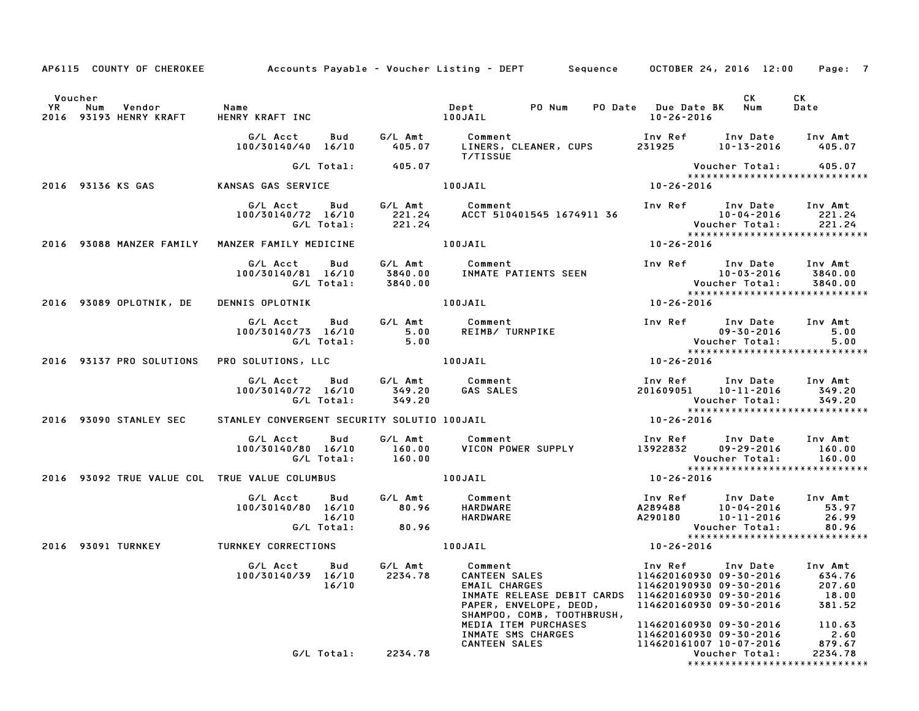AP6115 COUNTY OF CHEROKEE — Accounts Payable - Voucher Listing - DEPT — Sequence — OCTOBER 24, 2016 12:00

| Voucher YR | Num | Vendor | Name | Dept | PO Num | PO Date | Due Date BK | CK Num | CK Date |
|---|---|---|---|---|---|---|---|---|---|
| 2016 | 93193 | HENRY KRAFT | HENRY KRAFT INC | 100JAIL | | | 10-26-2016 | | |

| G/L Acct | Bud | G/L Amt | Comment | Inv Ref | Inv Date | Inv Amt |
|---|---|---|---|---|---|---|
| 100/30140/40 | 16/10 | 405.07 | LINERS, CLEANER, CUPS T/TISSUE | 231925 | 10-13-2016 | 405.07 |
| | G/L Total: | 405.07 | | | Voucher Total: | 405.07 |

****************************

| Voucher YR | Num | Vendor | Name | Dept | Due Date |
|---|---|---|---|---|---|
| 2016 | 93136 | KS GAS | KANSAS GAS SERVICE | 100JAIL | 10-26-2016 |

| G/L Acct | Bud | G/L Amt | Comment | Inv Ref | Inv Date | Inv Amt |
|---|---|---|---|---|---|---|
| 100/30140/72 | 16/10 | 221.24 | ACCT 510401545 1674911 36 | | 10-04-2016 | 221.24 |
| | G/L Total: | 221.24 | | | Voucher Total: | 221.24 |

****************************

| Voucher YR | Num | Vendor | Name | Dept | Due Date |
|---|---|---|---|---|---|
| 2016 | 93088 | MANZER FAMILY | MANZER FAMILY MEDICINE | 100JAIL | 10-26-2016 |

| G/L Acct | Bud | G/L Amt | Comment | Inv Ref | Inv Date | Inv Amt |
|---|---|---|---|---|---|---|
| 100/30140/81 | 16/10 | 3840.00 | INMATE PATIENTS SEEN | | 10-03-2016 | 3840.00 |
| | G/L Total: | 3840.00 | | | Voucher Total: | 3840.00 |

****************************

| Voucher YR | Num | Vendor | Name | Dept | Due Date |
|---|---|---|---|---|---|
| 2016 | 93089 | OPLOTNIK, DE | DENNIS OPLOTNIK | 100JAIL | 10-26-2016 |

| G/L Acct | Bud | G/L Amt | Comment | Inv Ref | Inv Date | Inv Amt |
|---|---|---|---|---|---|---|
| 100/30140/73 | 16/10 | 5.00 | REIMB/ TURNPIKE | | 09-30-2016 | 5.00 |
| | G/L Total: | 5.00 | | | Voucher Total: | 5.00 |

****************************

| Voucher YR | Num | Vendor | Name | Dept | Due Date |
|---|---|---|---|---|---|
| 2016 | 93137 | PRO SOLUTIONS | PRO SOLUTIONS, LLC | 100JAIL | 10-26-2016 |

| G/L Acct | Bud | G/L Amt | Comment | Inv Ref | Inv Date | Inv Amt |
|---|---|---|---|---|---|---|
| 100/30140/72 | 16/10 | 349.20 | GAS SALES | 201609051 | 10-11-2016 | 349.20 |
| | G/L Total: | 349.20 | | | Voucher Total: | 349.20 |

****************************

| Voucher YR | Num | Vendor | Name | Dept | Due Date |
|---|---|---|---|---|---|
| 2016 | 93090 | STANLEY SEC | STANLEY CONVERGENT SECURITY SOLUTIO | 100JAIL | 10-26-2016 |

| G/L Acct | Bud | G/L Amt | Comment | Inv Ref | Inv Date | Inv Amt |
|---|---|---|---|---|---|---|
| 100/30140/80 | 16/10 | 160.00 | VICON POWER SUPPLY | 13922832 | 09-29-2016 | 160.00 |
| | G/L Total: | 160.00 | | | Voucher Total: | 160.00 |

****************************

| Voucher YR | Num | Vendor | Name | Dept | Due Date |
|---|---|---|---|---|---|
| 2016 | 93092 | TRUE VALUE COL | TRUE VALUE COLUMBUS | 100JAIL | 10-26-2016 |

| G/L Acct | Bud | G/L Amt | Comment | Inv Ref | Inv Date | Inv Amt |
|---|---|---|---|---|---|---|
| 100/30140/80 | 16/10 | 80.96 | HARDWARE | A289488 | 10-04-2016 | 53.97 |
| | 16/10 | | HARDWARE | A290180 | 10-11-2016 | 26.99 |
| | G/L Total: | 80.96 | | | Voucher Total: | 80.96 |

****************************

| Voucher YR | Num | Vendor | Name | Dept | Due Date |
|---|---|---|---|---|---|
| 2016 | 93091 | TURNKEY | TURNKEY CORRECTIONS | 100JAIL | 10-26-2016 |

| G/L Acct | Bud | G/L Amt | Comment | Inv Ref | Inv Date | Inv Amt |
|---|---|---|---|---|---|---|
| 100/30140/39 | 16/10 | 2234.78 | CANTEEN SALES | 114620160930 | 09-30-2016 | 634.76 |
| | 16/10 | | EMAIL CHARGES | 114620190930 | 09-30-2016 | 207.60 |
| | | | INMATE RELEASE DEBIT CARDS | 114620160930 | 09-30-2016 | 18.00 |
| | | | PAPER, ENVELOPE, DEOD, SHAMPOO, COMB, TOOTHBRUSH, | 114620160930 | 09-30-2016 | 381.52 |
| | | | MEDIA ITEM PURCHASES | 114620160930 | 09-30-2016 | 110.63 |
| | | | INMATE SMS CHARGES | 114620160930 | 09-30-2016 | 2.60 |
| | | | CANTEEN SALES | 114620161007 | 10-07-2016 | 879.67 |
| | G/L Total: | 2234.78 | | | Voucher Total: | 2234.78 |

****************************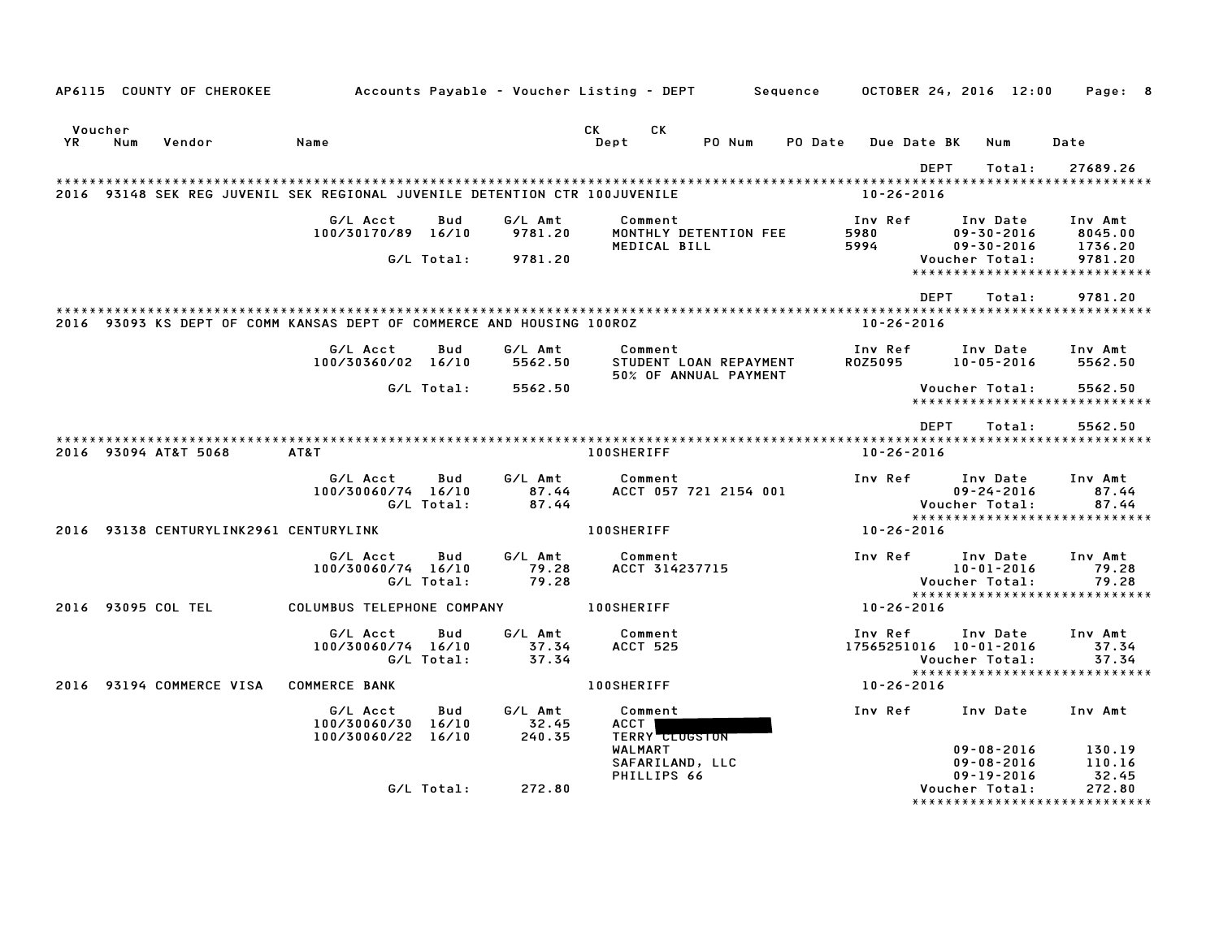AP6115 COUNTY OF CHEROKEE — Accounts Payable - Voucher Listing - DEPT — Sequence — OCTOBER 24, 2016 12:00

| Voucher YR | Num | Vendor | Name | CK Dept | CK | PO Num | PO Date | Due Date BK | Num | Date |
|---|---|---|---|---|---|---|---|---|---|---|

DEPT Total: 27689.26

---

**2016 93148 SEK REG JUVENIL SEK REGIONAL JUVENILE DETENTION CTR 100JUVENILE — 10-26-2016**

| G/L Acct | Bud | G/L Amt | Comment | Inv Ref | Inv Date | Inv Amt |
|---|---|---|---|---|---|---|
| 100/30170/89 | 16/10 | 9781.20 | MONTHLY DETENTION FEE | 5980 | 09-30-2016 | 8045.00 |
| | | | MEDICAL BILL | 5994 | 09-30-2016 | 1736.20 |
| | G/L Total: | 9781.20 | | | Voucher Total: | 9781.20 |

DEPT Total: 9781.20

---

**2016 93093 KS DEPT OF COMM KANSAS DEPT OF COMMERCE AND HOUSING 100ROZ — 10-26-2016**

| G/L Acct | Bud | G/L Amt | Comment | Inv Ref | Inv Date | Inv Amt |
|---|---|---|---|---|---|---|
| 100/30360/02 | 16/10 | 5562.50 | STUDENT LOAN REPAYMENT 50% OF ANNUAL PAYMENT | ROZ5095 | 10-05-2016 | 5562.50 |
| | G/L Total: | 5562.50 | | | Voucher Total: | 5562.50 |

DEPT Total: 5562.50

---

**2016 93094 AT&T 5068 AT&T 100SHERIFF — 10-26-2016**

| G/L Acct | Bud | G/L Amt | Comment | Inv Ref | Inv Date | Inv Amt |
|---|---|---|---|---|---|---|
| 100/30060/74 | 16/10 | 87.44 | ACCT 057 721 2154 001 | | 09-24-2016 | 87.44 |
| | G/L Total: | 87.44 | | | Voucher Total: | 87.44 |

**2016 93138 CENTURYLINK2961 CENTURYLINK 100SHERIFF — 10-26-2016**

| G/L Acct | Bud | G/L Amt | Comment | Inv Ref | Inv Date | Inv Amt |
|---|---|---|---|---|---|---|
| 100/30060/74 | 16/10 | 79.28 | ACCT 314237715 | | 10-01-2016 | 79.28 |
| | G/L Total: | 79.28 | | | Voucher Total: | 79.28 |

**2016 93095 COL TEL COLUMBUS TELEPHONE COMPANY 100SHERIFF — 10-26-2016**

| G/L Acct | Bud | G/L Amt | Comment | Inv Ref | Inv Date | Inv Amt |
|---|---|---|---|---|---|---|
| 100/30060/74 | 16/10 | 37.34 | ACCT 525 | 17565251016 | 10-01-2016 | 37.34 |
| | G/L Total: | 37.34 | | | Voucher Total: | 37.34 |

**2016 93194 COMMERCE VISA COMMERCE BANK 100SHERIFF — 10-26-2016**

| G/L Acct | Bud | G/L Amt | Comment | Inv Ref | Inv Date | Inv Amt |
|---|---|---|---|---|---|---|
| 100/30060/30 | 16/10 | 32.45 | ACCT [REDACTED] | | | |
| 100/30060/22 | 16/10 | 240.35 | TERRY CLUGSTON | | | |
| | | | WALMART | | 09-08-2016 | 130.19 |
| | | | SAFARILAND, LLC | | 09-08-2016 | 110.16 |
| | | | PHILLIPS 66 | | 09-19-2016 | 32.45 |
| | G/L Total: | 272.80 | | | Voucher Total: | 272.80 |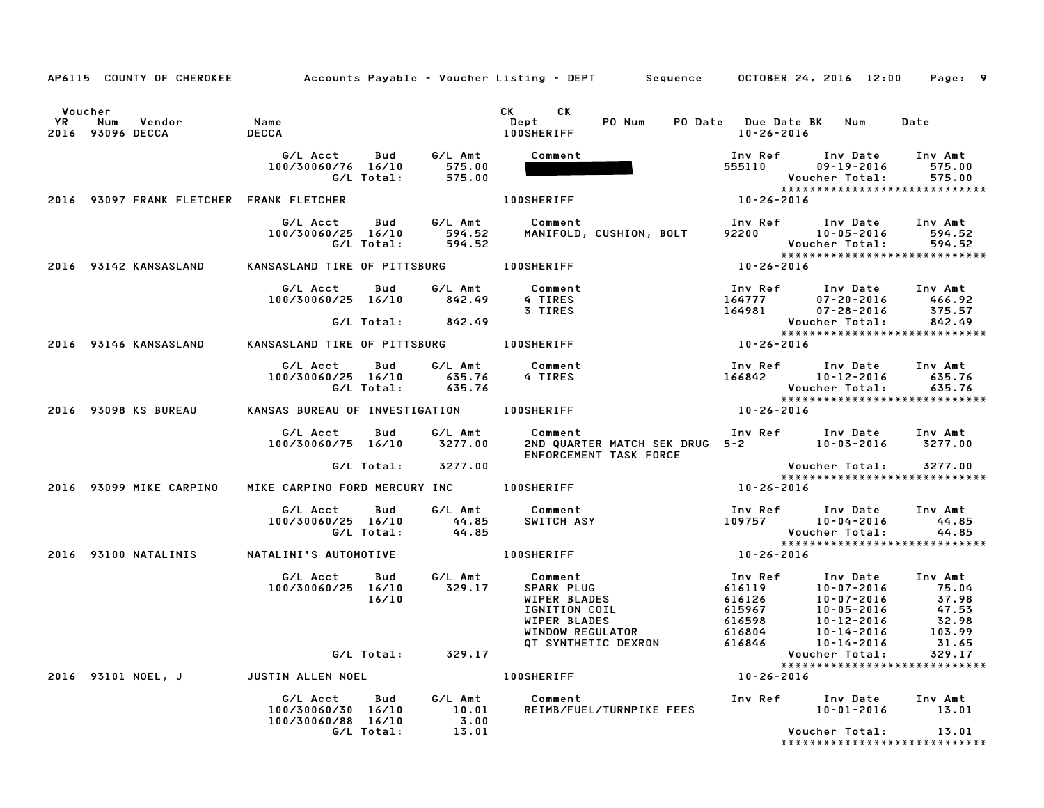AP6115 COUNTY OF CHEROKEE — Accounts Payable - Voucher Listing - DEPT — Sequence — OCTOBER 24, 2016 12:00

| Voucher YR | Num | Vendor | Name | CK Dept | CK | PO Num | PO Date | Due Date BK | Num | Date |
|---|---|---|---|---|---|---|---|---|---|---|
| 2016 | 93096 | DECCA | DECCA | 100SHERIFF | | | | 10-26-2016 | | |

| G/L Acct | Bud | G/L Amt | Comment | Inv Ref | Inv Date | Inv Amt |
|---|---|---|---|---|---|---|
| 100/30060/76 | 16/10 | 575.00 | [REDACTED] | 555110 | 09-19-2016 | 575.00 |
| | G/L Total: | 575.00 | | | Voucher Total: | 575.00 |

2016 93097 FRANK FLETCHER — FRANK FLETCHER — 100SHERIFF — 10-26-2016

| G/L Acct | Bud | G/L Amt | Comment | Inv Ref | Inv Date | Inv Amt |
|---|---|---|---|---|---|---|
| 100/30060/25 | 16/10 | 594.52 | MANIFOLD, CUSHION, BOLT | 92200 | 10-05-2016 | 594.52 |
| | G/L Total: | 594.52 | | | Voucher Total: | 594.52 |

2016 93142 KANSASLAND — KANSASLAND TIRE OF PITTSBURG — 100SHERIFF — 10-26-2016

| G/L Acct | Bud | G/L Amt | Comment | Inv Ref | Inv Date | Inv Amt |
|---|---|---|---|---|---|---|
| 100/30060/25 | 16/10 | 842.49 | 4 TIRES | 164777 | 07-20-2016 | 466.92 |
| | | | 3 TIRES | 164981 | 07-28-2016 | 375.57 |
| | G/L Total: | 842.49 | | | Voucher Total: | 842.49 |

2016 93146 KANSASLAND — KANSASLAND TIRE OF PITTSBURG — 100SHERIFF — 10-26-2016

| G/L Acct | Bud | G/L Amt | Comment | Inv Ref | Inv Date | Inv Amt |
|---|---|---|---|---|---|---|
| 100/30060/25 | 16/10 | 635.76 | 4 TIRES | 166842 | 10-12-2016 | 635.76 |
| | G/L Total: | 635.76 | | | Voucher Total: | 635.76 |

2016 93098 KS BUREAU — KANSAS BUREAU OF INVESTIGATION — 100SHERIFF — 10-26-2016

| G/L Acct | Bud | G/L Amt | Comment | Inv Ref | Inv Date | Inv Amt |
|---|---|---|---|---|---|---|
| 100/30060/75 | 16/10 | 3277.00 | 2ND QUARTER MATCH SEK DRUG ENFORCEMENT TASK FORCE | 5-2 | 10-03-2016 | 3277.00 |
| | G/L Total: | 3277.00 | | | Voucher Total: | 3277.00 |

2016 93099 MIKE CARPINO — MIKE CARPINO FORD MERCURY INC — 100SHERIFF — 10-26-2016

| G/L Acct | Bud | G/L Amt | Comment | Inv Ref | Inv Date | Inv Amt |
|---|---|---|---|---|---|---|
| 100/30060/25 | 16/10 | 44.85 | SWITCH ASY | 109757 | 10-04-2016 | 44.85 |
| | G/L Total: | 44.85 | | | Voucher Total: | 44.85 |

2016 93100 NATALINIS — NATALINI'S AUTOMOTIVE — 100SHERIFF — 10-26-2016

| G/L Acct | Bud | G/L Amt | Comment | Inv Ref | Inv Date | Inv Amt |
|---|---|---|---|---|---|---|
| 100/30060/25 | 16/10 | 329.17 | SPARK PLUG | 616119 | 10-07-2016 | 75.04 |
| | 16/10 | | WIPER BLADES | 616126 | 10-07-2016 | 37.98 |
| | | | IGNITION COIL | 615967 | 10-05-2016 | 47.53 |
| | | | WIPER BLADES | 616598 | 10-12-2016 | 32.98 |
| | | | WINDOW REGULATOR | 616804 | 10-14-2016 | 103.99 |
| | | | QT SYNTHETIC DEXRON | 616846 | 10-14-2016 | 31.65 |
| | G/L Total: | 329.17 | | | Voucher Total: | 329.17 |

2016 93101 NOEL, J — JUSTIN ALLEN NOEL — 100SHERIFF — 10-26-2016

| G/L Acct | Bud | G/L Amt | Comment | Inv Ref | Inv Date | Inv Amt |
|---|---|---|---|---|---|---|
| 100/30060/30 | 16/10 | 10.01 | REIMB/FUEL/TURNPIKE FEES | | 10-01-2016 | 13.01 |
| 100/30060/88 | 16/10 | 3.00 | | | | |
| | G/L Total: | 13.01 | | | Voucher Total: | 13.01 |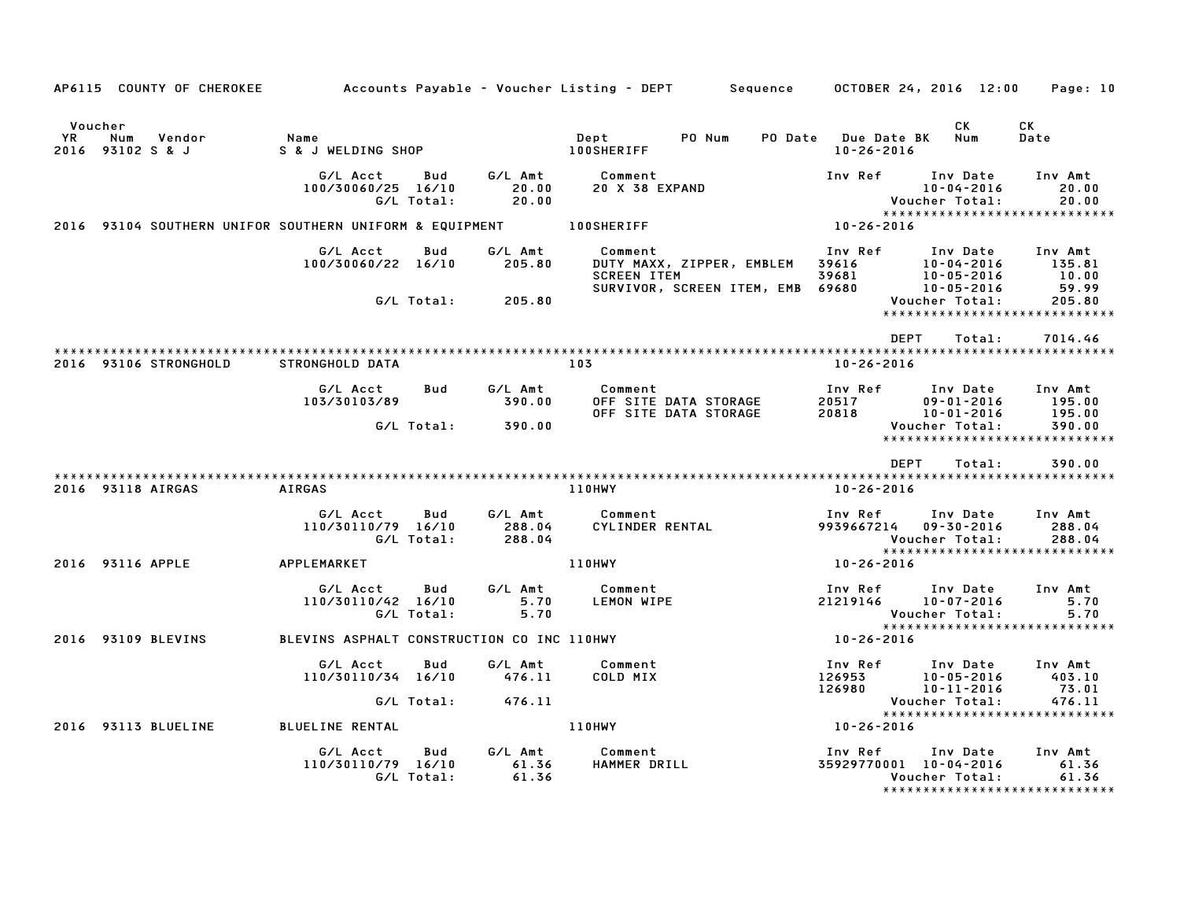AP6115 COUNTY OF CHEROKEE — Accounts Payable - Voucher Listing - DEPT — Sequence — OCTOBER 24, 2016 12:00

| Voucher YR | Num | Vendor | Name | Dept | PO Num | PO Date | Due Date BK | CK Num | CK Date |
|---|---|---|---|---|---|---|---|---|---|
| 2016 | 93102 | S & J | S & J WELDING SHOP | 100SHERIFF | | | 10-26-2016 | | |

| G/L Acct | Bud | G/L Amt | Comment | Inv Ref | Inv Date | Inv Amt |
|---|---|---|---|---|---|---|
| 100/30060/25 | 16/10 | 20.00 | 20 X 38 EXPAND | | 10-04-2016 | 20.00 |
| | G/L Total: | 20.00 | | | Voucher Total: | 20.00 |

*****************************

| Voucher YR | Num | Vendor | Name | Dept | Due Date BK |
|---|---|---|---|---|---|
| 2016 | 93104 | SOUTHERN UNIFOR | SOUTHERN UNIFORM & EQUIPMENT | 100SHERIFF | 10-26-2016 |

| G/L Acct | Bud | G/L Amt | Comment | Inv Ref | Inv Date | Inv Amt |
|---|---|---|---|---|---|---|
| 100/30060/22 | 16/10 | 205.80 | DUTY MAXX, ZIPPER, EMBLEM | 39616 | 10-04-2016 | 135.81 |
| | | | SCREEN ITEM | 39681 | 10-05-2016 | 10.00 |
| | | | SURVIVOR, SCREEN ITEM, EMB | 69680 | 10-05-2016 | 59.99 |
| | G/L Total: | 205.80 | | | Voucher Total: | 205.80 |

*****************************

DEPT Total: 7014.46

*****************************

| Voucher YR | Num | Vendor | Name | Dept | Due Date BK |
|---|---|---|---|---|---|
| 2016 | 93106 | STRONGHOLD | STRONGHOLD DATA | 103 | 10-26-2016 |

| G/L Acct | Bud | G/L Amt | Comment | Inv Ref | Inv Date | Inv Amt |
|---|---|---|---|---|---|---|
| 103/30103/89 | | 390.00 | OFF SITE DATA STORAGE | 20517 | 09-01-2016 | 195.00 |
| | | | OFF SITE DATA STORAGE | 20818 | 10-01-2016 | 195.00 |
| | G/L Total: | 390.00 | | | Voucher Total: | 390.00 |

*****************************

DEPT Total: 390.00

*****************************

| Voucher YR | Num | Vendor | Name | Dept | Due Date BK |
|---|---|---|---|---|---|
| 2016 | 93118 | AIRGAS | AIRGAS | 110HWY | 10-26-2016 |

| G/L Acct | Bud | G/L Amt | Comment | Inv Ref | Inv Date | Inv Amt |
|---|---|---|---|---|---|---|
| 110/30110/79 | 16/10 | 288.04 | CYLINDER RENTAL | 9939667214 | 09-30-2016 | 288.04 |
| | G/L Total: | 288.04 | | | Voucher Total: | 288.04 |

*****************************

| Voucher YR | Num | Vendor | Name | Dept | Due Date BK |
|---|---|---|---|---|---|
| 2016 | 93116 | APPLE | APPLEMARKET | 110HWY | 10-26-2016 |

| G/L Acct | Bud | G/L Amt | Comment | Inv Ref | Inv Date | Inv Amt |
|---|---|---|---|---|---|---|
| 110/30110/42 | 16/10 | 5.70 | LEMON WIPE | 21219146 | 10-07-2016 | 5.70 |
| | G/L Total: | 5.70 | | | Voucher Total: | 5.70 |

*****************************

| Voucher YR | Num | Vendor | Name | Dept | Due Date BK |
|---|---|---|---|---|---|
| 2016 | 93109 | BLEVINS | BLEVINS ASPHALT CONSTRUCTION CO INC | 110HWY | 10-26-2016 |

| G/L Acct | Bud | G/L Amt | Comment | Inv Ref | Inv Date | Inv Amt |
|---|---|---|---|---|---|---|
| 110/30110/34 | 16/10 | 476.11 | COLD MIX | 126953 | 10-05-2016 | 403.10 |
| | | | | 126980 | 10-11-2016 | 73.01 |
| | G/L Total: | 476.11 | | | Voucher Total: | 476.11 |

*****************************

| Voucher YR | Num | Vendor | Name | Dept | Due Date BK |
|---|---|---|---|---|---|
| 2016 | 93113 | BLUELINE | BLUELINE RENTAL | 110HWY | 10-26-2016 |

| G/L Acct | Bud | G/L Amt | Comment | Inv Ref | Inv Date | Inv Amt |
|---|---|---|---|---|---|---|
| 110/30110/79 | 16/10 | 61.36 | HAMMER DRILL | 35929770001 | 10-04-2016 | 61.36 |
| | G/L Total: | 61.36 | | | Voucher Total: | 61.36 |

*****************************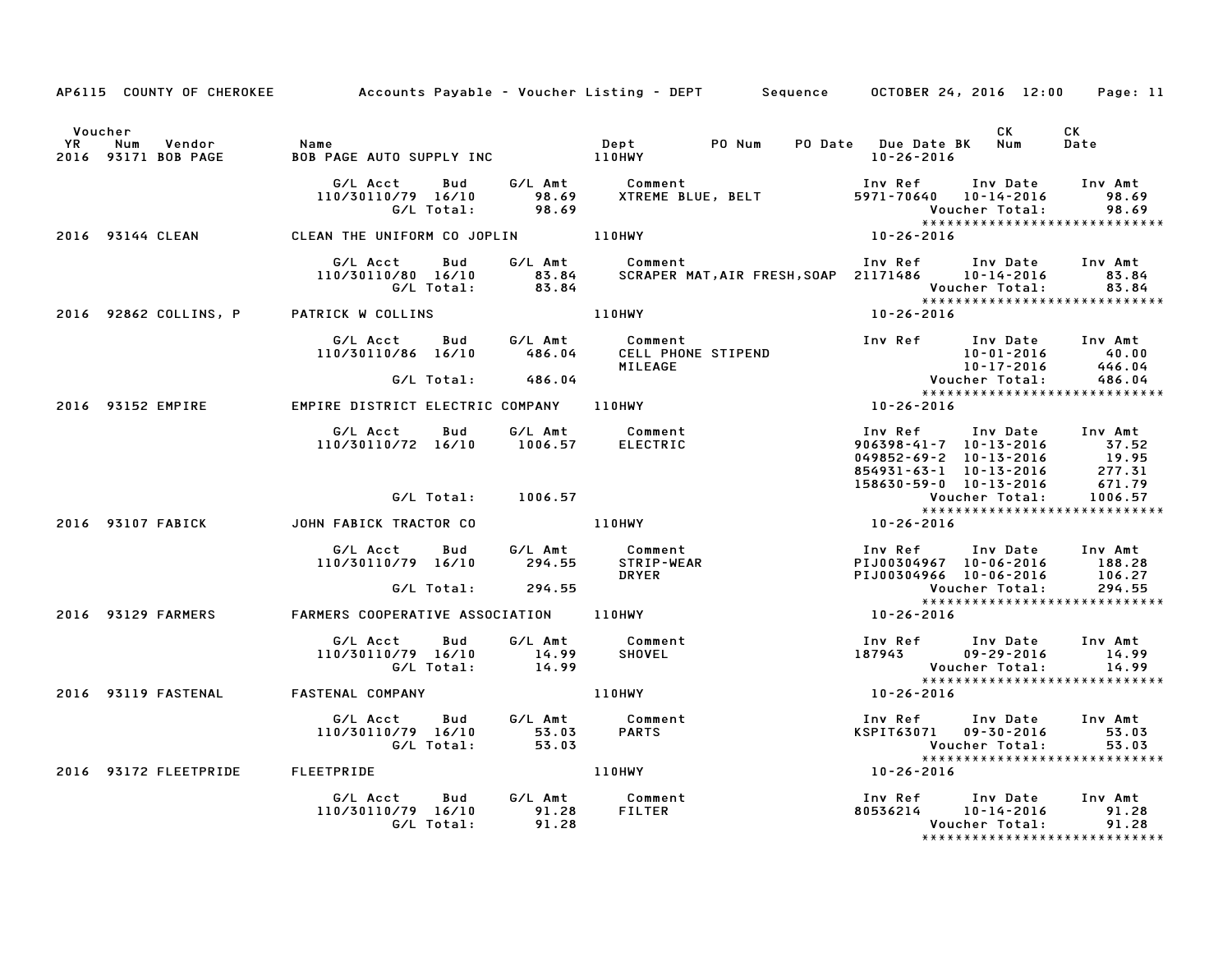AP6115 COUNTY OF CHEROKEE — Accounts Payable - Voucher Listing - DEPT — Sequence — OCTOBER 24, 2016 12:00

| Voucher YR | Num | Vendor | Name | Dept | PO Num | PO Date | Due Date BK | CK Num | CK Date |
|---|---|---|---|---|---|---|---|---|---|
| 2016 | 93171 | BOB PAGE | BOB PAGE AUTO SUPPLY INC | 110HWY | | | 10-26-2016 | | |

| G/L Acct | Bud | G/L Amt | Comment | Inv Ref | Inv Date | Inv Amt |
|---|---|---|---|---|---|---|
| 110/30110/79 | 16/10 | 98.69 | XTREME BLUE, BELT | 5971-70640 | 10-14-2016 | 98.69 |
| | G/L Total: | 98.69 | | | Voucher Total: | 98.69 |

| Voucher YR | Num | Vendor | Name | Dept | PO Num | PO Date | Due Date BK | CK Num | CK Date |
|---|---|---|---|---|---|---|---|---|---|
| 2016 | 93144 | CLEAN | CLEAN THE UNIFORM CO JOPLIN | 110HWY | | | 10-26-2016 | | |

| G/L Acct | Bud | G/L Amt | Comment | Inv Ref | Inv Date | Inv Amt |
|---|---|---|---|---|---|---|
| 110/30110/80 | 16/10 | 83.84 | SCRAPER MAT,AIR FRESH,SOAP | 21171486 | 10-14-2016 | 83.84 |
| | G/L Total: | 83.84 | | | Voucher Total: | 83.84 |

| Voucher YR | Num | Vendor | Name | Dept | PO Num | PO Date | Due Date BK | CK Num | CK Date |
|---|---|---|---|---|---|---|---|---|---|
| 2016 | 92862 | COLLINS, P | PATRICK W COLLINS | 110HWY | | | 10-26-2016 | | |

| G/L Acct | Bud | G/L Amt | Comment | Inv Ref | Inv Date | Inv Amt |
|---|---|---|---|---|---|---|
| 110/30110/86 | 16/10 | 486.04 | CELL PHONE STIPEND | | 10-01-2016 | 40.00 |
| | | | MILEAGE | | 10-17-2016 | 446.04 |
| | G/L Total: | 486.04 | | | Voucher Total: | 486.04 |

| Voucher YR | Num | Vendor | Name | Dept | PO Num | PO Date | Due Date BK | CK Num | CK Date |
|---|---|---|---|---|---|---|---|---|---|
| 2016 | 93152 | EMPIRE | EMPIRE DISTRICT ELECTRIC COMPANY | 110HWY | | | 10-26-2016 | | |

| G/L Acct | Bud | G/L Amt | Comment | Inv Ref | Inv Date | Inv Amt |
|---|---|---|---|---|---|---|
| 110/30110/72 | 16/10 | 1006.57 | ELECTRIC | 906398-41-7 | 10-13-2016 | 37.52 |
| | | | | 049852-69-2 | 10-13-2016 | 19.95 |
| | | | | 854931-63-1 | 10-13-2016 | 277.31 |
| | | | | 158630-59-0 | 10-13-2016 | 671.79 |
| | G/L Total: | 1006.57 | | | Voucher Total: | 1006.57 |

| Voucher YR | Num | Vendor | Name | Dept | PO Num | PO Date | Due Date BK | CK Num | CK Date |
|---|---|---|---|---|---|---|---|---|---|
| 2016 | 93107 | FABICK | JOHN FABICK TRACTOR CO | 110HWY | | | 10-26-2016 | | |

| G/L Acct | Bud | G/L Amt | Comment | Inv Ref | Inv Date | Inv Amt |
|---|---|---|---|---|---|---|
| 110/30110/79 | 16/10 | 294.55 | STRIP-WEAR | PIJ00304967 | 10-06-2016 | 188.28 |
| | | | DRYER | PIJ00304966 | 10-06-2016 | 106.27 |
| | G/L Total: | 294.55 | | | Voucher Total: | 294.55 |

| Voucher YR | Num | Vendor | Name | Dept | PO Num | PO Date | Due Date BK | CK Num | CK Date |
|---|---|---|---|---|---|---|---|---|---|
| 2016 | 93129 | FARMERS | FARMERS COOPERATIVE ASSOCIATION | 110HWY | | | 10-26-2016 | | |

| G/L Acct | Bud | G/L Amt | Comment | Inv Ref | Inv Date | Inv Amt |
|---|---|---|---|---|---|---|
| 110/30110/79 | 16/10 | 14.99 | SHOVEL | 187943 | 09-29-2016 | 14.99 |
| | G/L Total: | 14.99 | | | Voucher Total: | 14.99 |

| Voucher YR | Num | Vendor | Name | Dept | PO Num | PO Date | Due Date BK | CK Num | CK Date |
|---|---|---|---|---|---|---|---|---|---|
| 2016 | 93119 | FASTENAL | FASTENAL COMPANY | 110HWY | | | 10-26-2016 | | |

| G/L Acct | Bud | G/L Amt | Comment | Inv Ref | Inv Date | Inv Amt |
|---|---|---|---|---|---|---|
| 110/30110/79 | 16/10 | 53.03 | PARTS | KSPIT63071 | 09-30-2016 | 53.03 |
| | G/L Total: | 53.03 | | | Voucher Total: | 53.03 |

| Voucher YR | Num | Vendor | Name | Dept | PO Num | PO Date | Due Date BK | CK Num | CK Date |
|---|---|---|---|---|---|---|---|---|---|
| 2016 | 93172 | FLEETPRIDE | FLEETPRIDE | 110HWY | | | 10-26-2016 | | |

| G/L Acct | Bud | G/L Amt | Comment | Inv Ref | Inv Date | Inv Amt |
|---|---|---|---|---|---|---|
| 110/30110/79 | 16/10 | 91.28 | FILTER | 80536214 | 10-14-2016 | 91.28 |
| | G/L Total: | 91.28 | | | Voucher Total: | 91.28 |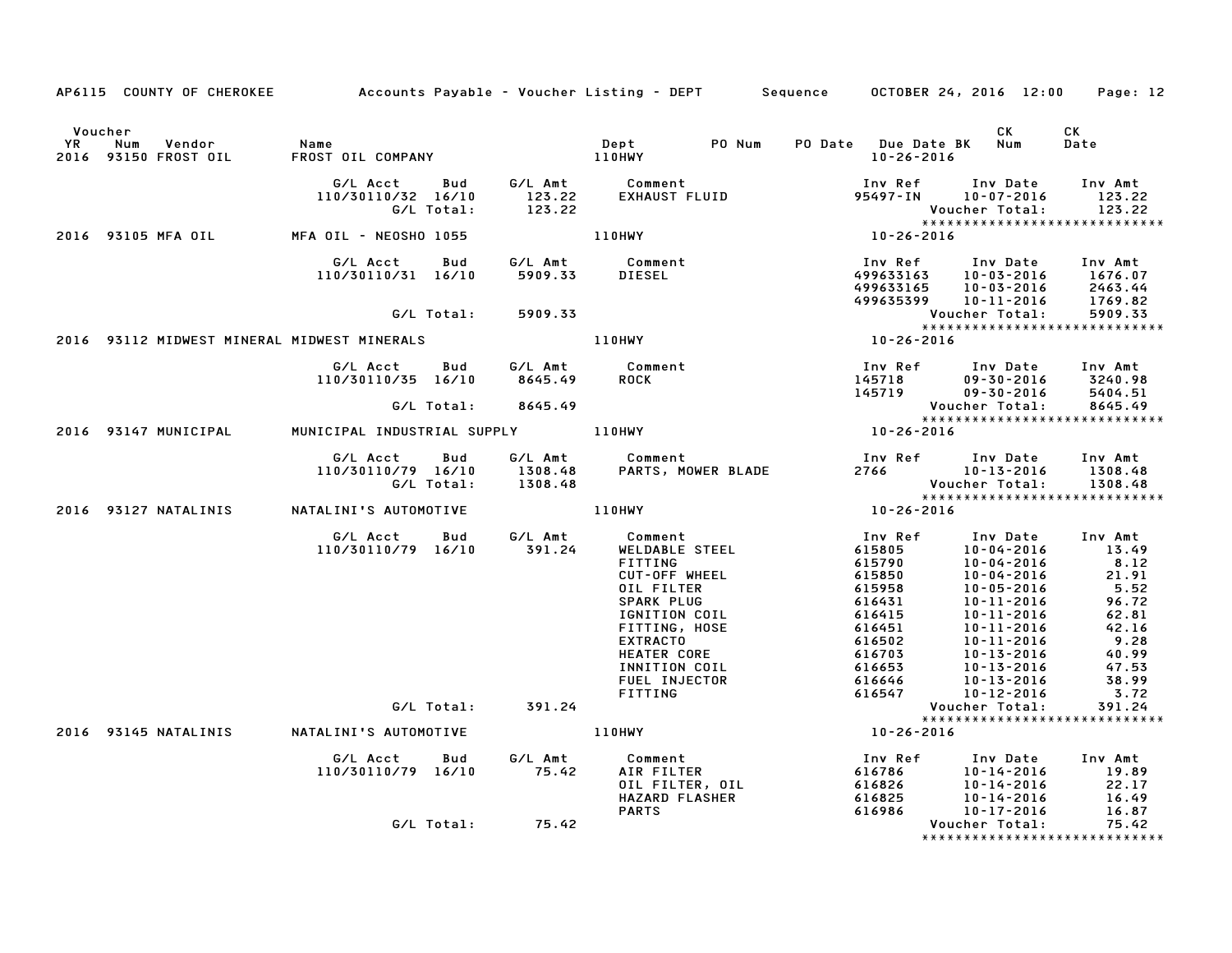AP6115 COUNTY OF CHEROKEE — Accounts Payable - Voucher Listing - DEPT — Sequence — OCTOBER 24, 2016 12:00 — Page: 12

| Voucher YR | Num | Vendor | Name | Dept | PO Num | PO Date | Due Date BK | CK Num | CK Date |
|---|---|---|---|---|---|---|---|---|---|
| 2016 | 93150 | FROST OIL | FROST OIL COMPANY | 110HWY | | | 10-26-2016 | | |

| G/L Acct | Bud | G/L Amt | Comment | Inv Ref | Inv Date | Inv Amt |
|---|---|---|---|---|---|---|
| 110/30110/32 | 16/10 | 123.22 | EXHAUST FLUID | 95497-IN | 10-07-2016 | 123.22 |
| | G/L Total: | 123.22 | | | Voucher Total: | 123.22 |

******************************

| Voucher YR | Num | Vendor | Name | Dept | Due Date |
|---|---|---|---|---|---|
| 2016 | 93105 | MFA OIL | MFA OIL - NEOSHO 1055 | 110HWY | 10-26-2016 |

| G/L Acct | Bud | G/L Amt | Comment | Inv Ref | Inv Date | Inv Amt |
|---|---|---|---|---|---|---|
| 110/30110/31 | 16/10 | 5909.33 | DIESEL | 499633163 | 10-03-2016 | 1676.07 |
| | | | | 499633165 | 10-03-2016 | 2463.44 |
| | | | | 499635399 | 10-11-2016 | 1769.82 |
| | G/L Total: | 5909.33 | | | Voucher Total: | 5909.33 |

******************************

| Voucher YR | Num | Vendor | Name | Dept | Due Date |
|---|---|---|---|---|---|
| 2016 | 93112 | MIDWEST MINERAL | MIDWEST MINERALS | 110HWY | 10-26-2016 |

| G/L Acct | Bud | G/L Amt | Comment | Inv Ref | Inv Date | Inv Amt |
|---|---|---|---|---|---|---|
| 110/30110/35 | 16/10 | 8645.49 | ROCK | 145718 | 09-30-2016 | 3240.98 |
| | | | | 145719 | 09-30-2016 | 5404.51 |
| | G/L Total: | 8645.49 | | | Voucher Total: | 8645.49 |

******************************

| Voucher YR | Num | Vendor | Name | Dept | Due Date |
|---|---|---|---|---|---|
| 2016 | 93147 | MUNICIPAL | MUNICIPAL INDUSTRIAL SUPPLY | 110HWY | 10-26-2016 |

| G/L Acct | Bud | G/L Amt | Comment | Inv Ref | Inv Date | Inv Amt |
|---|---|---|---|---|---|---|
| 110/30110/79 | 16/10 | 1308.48 | PARTS, MOWER BLADE | 2766 | 10-13-2016 | 1308.48 |
| | G/L Total: | 1308.48 | | | Voucher Total: | 1308.48 |

******************************

| Voucher YR | Num | Vendor | Name | Dept | Due Date |
|---|---|---|---|---|---|
| 2016 | 93127 | NATALINIS | NATALINI'S AUTOMOTIVE | 110HWY | 10-26-2016 |

| G/L Acct | Bud | G/L Amt | Comment | Inv Ref | Inv Date | Inv Amt |
|---|---|---|---|---|---|---|
| 110/30110/79 | 16/10 | 391.24 | WELDABLE STEEL | 615805 | 10-04-2016 | 13.49 |
| | | | FITTING | 615790 | 10-04-2016 | 8.12 |
| | | | CUT-OFF WHEEL | 615850 | 10-04-2016 | 21.91 |
| | | | OIL FILTER | 615958 | 10-05-2016 | 5.52 |
| | | | SPARK PLUG | 616431 | 10-11-2016 | 96.72 |
| | | | IGNITION COIL | 616415 | 10-11-2016 | 62.81 |
| | | | FITTING, HOSE | 616451 | 10-11-2016 | 42.16 |
| | | | EXTRACTO | 616502 | 10-11-2016 | 9.28 |
| | | | HEATER CORE | 616703 | 10-13-2016 | 40.99 |
| | | | INNITION COIL | 616653 | 10-13-2016 | 47.53 |
| | | | FUEL INJECTOR | 616646 | 10-13-2016 | 38.99 |
| | | | FITTING | 616547 | 10-12-2016 | 3.72 |
| | G/L Total: | 391.24 | | | Voucher Total: | 391.24 |

******************************

| Voucher YR | Num | Vendor | Name | Dept | Due Date |
|---|---|---|---|---|---|
| 2016 | 93145 | NATALINIS | NATALINI'S AUTOMOTIVE | 110HWY | 10-26-2016 |

| G/L Acct | Bud | G/L Amt | Comment | Inv Ref | Inv Date | Inv Amt |
|---|---|---|---|---|---|---|
| 110/30110/79 | 16/10 | 75.42 | AIR FILTER | 616786 | 10-14-2016 | 19.89 |
| | | | OIL FILTER, OIL | 616826 | 10-14-2016 | 22.17 |
| | | | HAZARD FLASHER | 616825 | 10-14-2016 | 16.49 |
| | | | PARTS | 616986 | 10-17-2016 | 16.87 |
| | G/L Total: | 75.42 | | | Voucher Total: | 75.42 |

******************************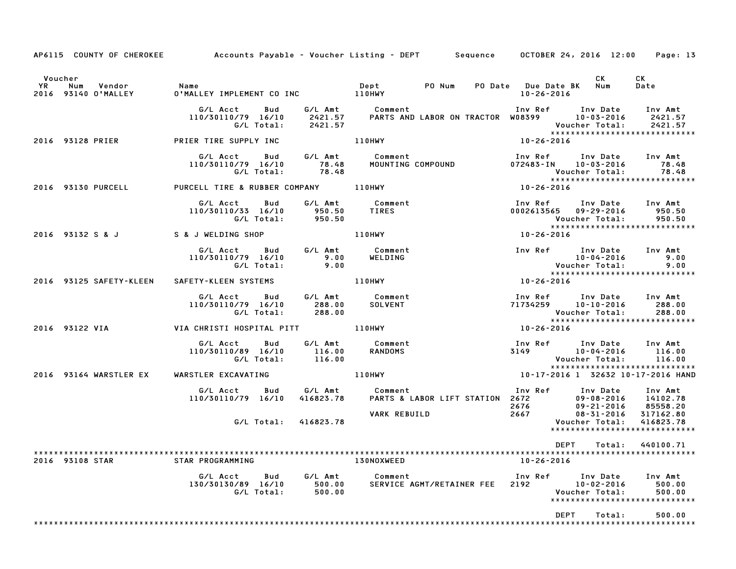AP6115 COUNTY OF CHEROKEE — Accounts Payable - Voucher Listing - DEPT — Sequence — OCTOBER 24, 2016 12:00

| Voucher YR | Num | Vendor | Name | Dept | PO Num | PO Date | Due Date | BK | CK Num | CK Date |
|---|---|---|---|---|---|---|---|---|---|---|
| 2016 | 93140 | O'MALLEY | O'MALLEY IMPLEMENT CO INC | 110HWY | | | 10-26-2016 | | | |

| G/L Acct | Bud | G/L Amt | Comment | Inv Ref | Inv Date | Inv Amt |
|---|---|---|---|---|---|---|
| 110/30110/79 | 16/10 | 2421.57 | PARTS AND LABOR ON TRACTOR | W08399 | 10-03-2016 | 2421.57 |
| | G/L Total: | 2421.57 | | | Voucher Total: | 2421.57 |

****************************

| Voucher YR | Num | Vendor | Name | Dept | Due Date |
|---|---|---|---|---|---|
| 2016 | 93128 | PRIER | PRIER TIRE SUPPLY INC | 110HWY | 10-26-2016 |

| G/L Acct | Bud | G/L Amt | Comment | Inv Ref | Inv Date | Inv Amt |
|---|---|---|---|---|---|---|
| 110/30110/79 | 16/10 | 78.48 | MOUNTING COMPOUND | 072483-IN | 10-03-2016 | 78.48 |
| | G/L Total: | 78.48 | | | Voucher Total: | 78.48 |

****************************

| Voucher YR | Num | Vendor | Name | Dept | Due Date |
|---|---|---|---|---|---|
| 2016 | 93130 | PURCELL | PURCELL TIRE & RUBBER COMPANY | 110HWY | 10-26-2016 |

| G/L Acct | Bud | G/L Amt | Comment | Inv Ref | Inv Date | Inv Amt |
|---|---|---|---|---|---|---|
| 110/30110/33 | 16/10 | 950.50 | TIRES | 0002613565 | 09-29-2016 | 950.50 |
| | G/L Total: | 950.50 | | | Voucher Total: | 950.50 |

****************************

| Voucher YR | Num | Vendor | Name | Dept | Due Date |
|---|---|---|---|---|---|
| 2016 | 93132 | S & J | S & J WELDING SHOP | 110HWY | 10-26-2016 |

| G/L Acct | Bud | G/L Amt | Comment | Inv Ref | Inv Date | Inv Amt |
|---|---|---|---|---|---|---|
| 110/30110/79 | 16/10 | 9.00 | WELDING | | 10-04-2016 | 9.00 |
| | G/L Total: | 9.00 | | | Voucher Total: | 9.00 |

****************************

| Voucher YR | Num | Vendor | Name | Dept | Due Date |
|---|---|---|---|---|---|
| 2016 | 93125 | SAFETY-KLEEN | SAFETY-KLEEN SYSTEMS | 110HWY | 10-26-2016 |

| G/L Acct | Bud | G/L Amt | Comment | Inv Ref | Inv Date | Inv Amt |
|---|---|---|---|---|---|---|
| 110/30110/79 | 16/10 | 288.00 | SOLVENT | 71734259 | 10-10-2016 | 288.00 |
| | G/L Total: | 288.00 | | | Voucher Total: | 288.00 |

****************************

| Voucher YR | Num | Vendor | Name | Dept | Due Date |
|---|---|---|---|---|---|
| 2016 | 93122 | VIA | VIA CHRISTI HOSPITAL PITT | 110HWY | 10-26-2016 |

| G/L Acct | Bud | G/L Amt | Comment | Inv Ref | Inv Date | Inv Amt |
|---|---|---|---|---|---|---|
| 110/30110/89 | 16/10 | 116.00 | RANDOMS | 3149 | 10-04-2016 | 116.00 |
| | G/L Total: | 116.00 | | | Voucher Total: | 116.00 |

****************************

| Voucher YR | Num | Vendor | Name | Dept | Due Date | BK | CK Num | CK Date |
|---|---|---|---|---|---|---|---|---|
| 2016 | 93164 | WARSTLER EX | WARSTLER EXCAVATING | 110HWY | 10-17-2016 | 1 | 32632 | 10-17-2016 HAND |

| G/L Acct | Bud | G/L Amt | Comment | Inv Ref | Inv Date | Inv Amt |
|---|---|---|---|---|---|---|
| 110/30110/79 | 16/10 | 416823.78 | PARTS & LABOR LIFT STATION | 2672 | 09-08-2016 | 14102.78 |
| | | | | 2676 | 09-21-2016 | 85558.20 |
| | | | VARK REBUILD | 2667 | 08-31-2016 | 317162.80 |
| | G/L Total: | 416823.78 | | | Voucher Total: | 416823.78 |

****************************

DEPT Total: 440100.71

****************************

| Voucher YR | Num | Vendor | Name | Dept | Due Date |
|---|---|---|---|---|---|
| 2016 | 93108 | STAR | STAR PROGRAMMING | 130NOXWEED | 10-26-2016 |

| G/L Acct | Bud | G/L Amt | Comment | Inv Ref | Inv Date | Inv Amt |
|---|---|---|---|---|---|---|
| 130/30130/89 | 16/10 | 500.00 | SERVICE AGMT/RETAINER FEE | 2192 | 10-02-2016 | 500.00 |
| | G/L Total: | 500.00 | | | Voucher Total: | 500.00 |

****************************

DEPT Total: 500.00

****************************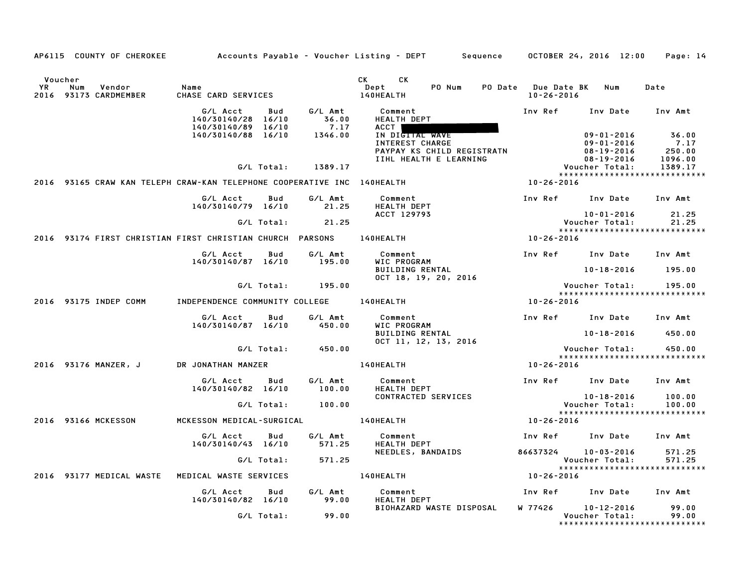AP6115 COUNTY OF CHEROKEE &nbsp;&nbsp;&nbsp; Accounts Payable - Voucher Listing - DEPT &nbsp;&nbsp;&nbsp; Sequence &nbsp;&nbsp;&nbsp; OCTOBER 24, 2016 12:00

| Voucher YR | Num | Vendor | Name | CK Dept | CK PO Num | PO Date | Due Date BK | Num | Date |
|---|---|---|---|---|---|---|---|---|---|
| 2016 | 93173 | CARDMEMBER | CHASE CARD SERVICES | 140HEALTH | | | 10-26-2016 | | |

| G/L Acct | Bud | G/L Amt | Comment | Inv Ref | Inv Date | Inv Amt |
|---|---|---|---|---|---|---|
| 140/30140/28 | 16/10 | 36.00 | HEALTH DEPT | | | |
| 140/30140/89 | 16/10 | 7.17 | ACCT | | | |
| 140/30140/88 | 16/10 | 1346.00 | IN DIGITAL WAVE | | 09-01-2016 | 36.00 |
| | | | INTEREST CHARGE | | 09-01-2016 | 7.17 |
| | | | PAYPAY KS CHILD REGISTRATN | | 08-19-2016 | 250.00 |
| | | | IIHL HEALTH E LEARNING | | 08-19-2016 | 1096.00 |
| | G/L Total: | 1389.17 | | | Voucher Total: | 1389.17 |

****************************

| YR | Num | Vendor | Name | Dept | Due Date |
|---|---|---|---|---|---|
| 2016 | 93165 | CRAW KAN TELEPH | CRAW-KAN TELEPHONE COOPERATIVE INC | 140HEALTH | 10-26-2016 |

| G/L Acct | Bud | G/L Amt | Comment | Inv Ref | Inv Date | Inv Amt |
|---|---|---|---|---|---|---|
| 140/30140/79 | 16/10 | 21.25 | HEALTH DEPT | | | |
| | | | ACCT 129793 | | 10-01-2016 | 21.25 |
| | G/L Total: | 21.25 | | | Voucher Total: | 21.25 |

****************************

| YR | Num | Vendor | Name | Dept | Due Date |
|---|---|---|---|---|---|
| 2016 | 93174 | FIRST CHRISTIAN | FIRST CHRISTIAN CHURCH PARSONS | 140HEALTH | 10-26-2016 |

| G/L Acct | Bud | G/L Amt | Comment | Inv Ref | Inv Date | Inv Amt |
|---|---|---|---|---|---|---|
| 140/30140/87 | 16/10 | 195.00 | WIC PROGRAM | | | |
| | | | BUILDING RENTAL | | 10-18-2016 | 195.00 |
| | | | OCT 18, 19, 20, 2016 | | | |
| | G/L Total: | 195.00 | | | Voucher Total: | 195.00 |

****************************

| YR | Num | Vendor | Name | Dept | Due Date |
|---|---|---|---|---|---|
| 2016 | 93175 | INDEP COMM | INDEPENDENCE COMMUNITY COLLEGE | 140HEALTH | 10-26-2016 |

| G/L Acct | Bud | G/L Amt | Comment | Inv Ref | Inv Date | Inv Amt |
|---|---|---|---|---|---|---|
| 140/30140/87 | 16/10 | 450.00 | WIC PROGRAM | | | |
| | | | BUILDING RENTAL | | 10-18-2016 | 450.00 |
| | | | OCT 11, 12, 13, 2016 | | | |
| | G/L Total: | 450.00 | | | Voucher Total: | 450.00 |

****************************

| YR | Num | Vendor | Name | Dept | Due Date |
|---|---|---|---|---|---|
| 2016 | 93176 | MANZER, J | DR JONATHAN MANZER | 140HEALTH | 10-26-2016 |

| G/L Acct | Bud | G/L Amt | Comment | Inv Ref | Inv Date | Inv Amt |
|---|---|---|---|---|---|---|
| 140/30140/82 | 16/10 | 100.00 | HEALTH DEPT | | | |
| | | | CONTRACTED SERVICES | | 10-18-2016 | 100.00 |
| | G/L Total: | 100.00 | | | Voucher Total: | 100.00 |

****************************

| YR | Num | Vendor | Name | Dept | Due Date |
|---|---|---|---|---|---|
| 2016 | 93166 | MCKESSON | MCKESSON MEDICAL-SURGICAL | 140HEALTH | 10-26-2016 |

| G/L Acct | Bud | G/L Amt | Comment | Inv Ref | Inv Date | Inv Amt |
|---|---|---|---|---|---|---|
| 140/30140/43 | 16/10 | 571.25 | HEALTH DEPT | | | |
| | | | NEEDLES, BANDAIDS | 86637324 | 10-03-2016 | 571.25 |
| | G/L Total: | 571.25 | | | Voucher Total: | 571.25 |

****************************

| YR | Num | Vendor | Name | Dept | Due Date |
|---|---|---|---|---|---|
| 2016 | 93177 | MEDICAL WASTE | MEDICAL WASTE SERVICES | 140HEALTH | 10-26-2016 |

| G/L Acct | Bud | G/L Amt | Comment | Inv Ref | Inv Date | Inv Amt |
|---|---|---|---|---|---|---|
| 140/30140/82 | 16/10 | 99.00 | HEALTH DEPT | | | |
| | | | BIOHAZARD WASTE DISPOSAL | W 77426 | 10-12-2016 | 99.00 |
| | G/L Total: | 99.00 | | | Voucher Total: | 99.00 |

****************************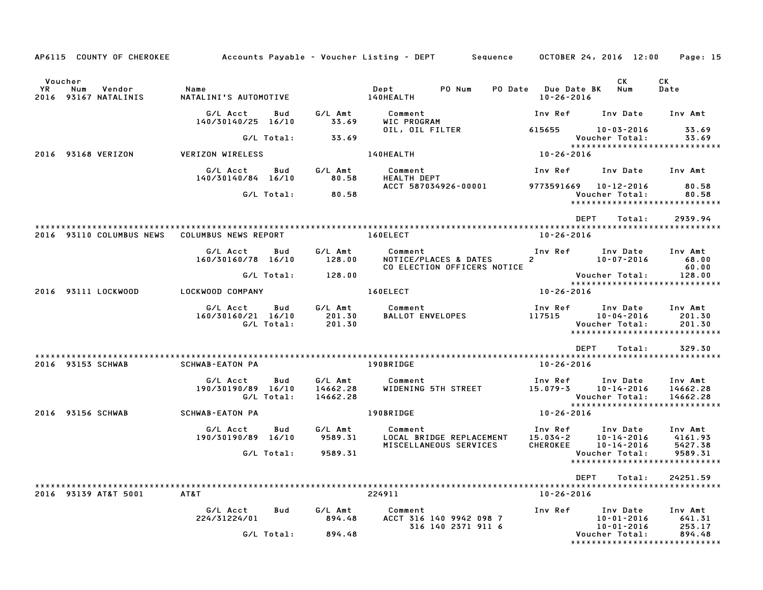AP6115 COUNTY OF CHEROKEE — Accounts Payable - Voucher Listing - DEPT — Sequence — OCTOBER 24, 2016 12:00

| Voucher YR | Num | Vendor | Name | Dept | PO Num | PO Date | Due Date BK | CK Num | CK Date |
|---|---|---|---|---|---|---|---|---|---|
| 2016 | 93167 | NATALINIS | NATALINI'S AUTOMOTIVE | 140HEALTH | | | 10-26-2016 | | |

| G/L Acct | Bud | G/L Amt | Comment | Inv Ref | Inv Date | Inv Amt |
|---|---|---|---|---|---|---|
| 140/30140/25 | 16/10 | 33.69 | WIC PROGRAM | | | |
| | | | OIL, OIL FILTER | 615655 | 10-03-2016 | 33.69 |
| | G/L Total: | 33.69 | | | Voucher Total: | 33.69 |

| Voucher YR | Num | Vendor | Name | Dept | Due Date BK |
|---|---|---|---|---|---|
| 2016 | 93168 | VERIZON | VERIZON WIRELESS | 140HEALTH | 10-26-2016 |

| G/L Acct | Bud | G/L Amt | Comment | Inv Ref | Inv Date | Inv Amt |
|---|---|---|---|---|---|---|
| 140/30140/84 | 16/10 | 80.58 | HEALTH DEPT | | | |
| | | | ACCT 587034926-00001 | 9773591669 | 10-12-2016 | 80.58 |
| | G/L Total: | 80.58 | | | Voucher Total: | 80.58 |

DEPT Total: 2939.94

| Voucher YR | Num | Vendor | Name | Dept | Due Date BK |
|---|---|---|---|---|---|
| 2016 | 93110 | COLUMBUS NEWS | COLUMBUS NEWS REPORT | 160ELECT | 10-26-2016 |

| G/L Acct | Bud | G/L Amt | Comment | Inv Ref | Inv Date | Inv Amt |
|---|---|---|---|---|---|---|
| 160/30160/78 | 16/10 | 128.00 | NOTICE/PLACES & DATES | 2 | 10-07-2016 | 68.00 |
| | | | CO ELECTION OFFICERS NOTICE | | | 60.00 |
| | G/L Total: | 128.00 | | | Voucher Total: | 128.00 |

| Voucher YR | Num | Vendor | Name | Dept | Due Date BK |
|---|---|---|---|---|---|
| 2016 | 93111 | LOCKWOOD | LOCKWOOD COMPANY | 160ELECT | 10-26-2016 |

| G/L Acct | Bud | G/L Amt | Comment | Inv Ref | Inv Date | Inv Amt |
|---|---|---|---|---|---|---|
| 160/30160/21 | 16/10 | 201.30 | BALLOT ENVELOPES | 117515 | 10-04-2016 | 201.30 |
| | G/L Total: | 201.30 | | | Voucher Total: | 201.30 |

DEPT Total: 329.30

| Voucher YR | Num | Vendor | Name | Dept | Due Date BK |
|---|---|---|---|---|---|
| 2016 | 93153 | SCHWAB | SCHWAB-EATON PA | 190BRIDGE | 10-26-2016 |

| G/L Acct | Bud | G/L Amt | Comment | Inv Ref | Inv Date | Inv Amt |
|---|---|---|---|---|---|---|
| 190/30190/89 | 16/10 | 14662.28 | WIDENING 5TH STREET | 15.079-3 | 10-14-2016 | 14662.28 |
| | G/L Total: | 14662.28 | | | Voucher Total: | 14662.28 |

| Voucher YR | Num | Vendor | Name | Dept | Due Date BK |
|---|---|---|---|---|---|
| 2016 | 93156 | SCHWAB | SCHWAB-EATON PA | 190BRIDGE | 10-26-2016 |

| G/L Acct | Bud | G/L Amt | Comment | Inv Ref | Inv Date | Inv Amt |
|---|---|---|---|---|---|---|
| 190/30190/89 | 16/10 | 9589.31 | LOCAL BRIDGE REPLACEMENT | 15.034-2 | 10-14-2016 | 4161.93 |
| | | | MISCELLANEOUS SERVICES | CHEROKEE | 10-14-2016 | 5427.38 |
| | G/L Total: | 9589.31 | | | Voucher Total: | 9589.31 |

DEPT Total: 24251.59

| Voucher YR | Num | Vendor | Name | Dept | Due Date BK |
|---|---|---|---|---|---|
| 2016 | 93139 | AT&T 5001 | AT&T | 224911 | 10-26-2016 |

| G/L Acct | Bud | G/L Amt | Comment | Inv Ref | Inv Date | Inv Amt |
|---|---|---|---|---|---|---|
| 224/31224/01 | | 894.48 | ACCT 316 140 9942 098 7 | | 10-01-2016 | 641.31 |
| | | | 316 140 2371 911 6 | | 10-01-2016 | 253.17 |
| | G/L Total: | 894.48 | | | Voucher Total: | 894.48 |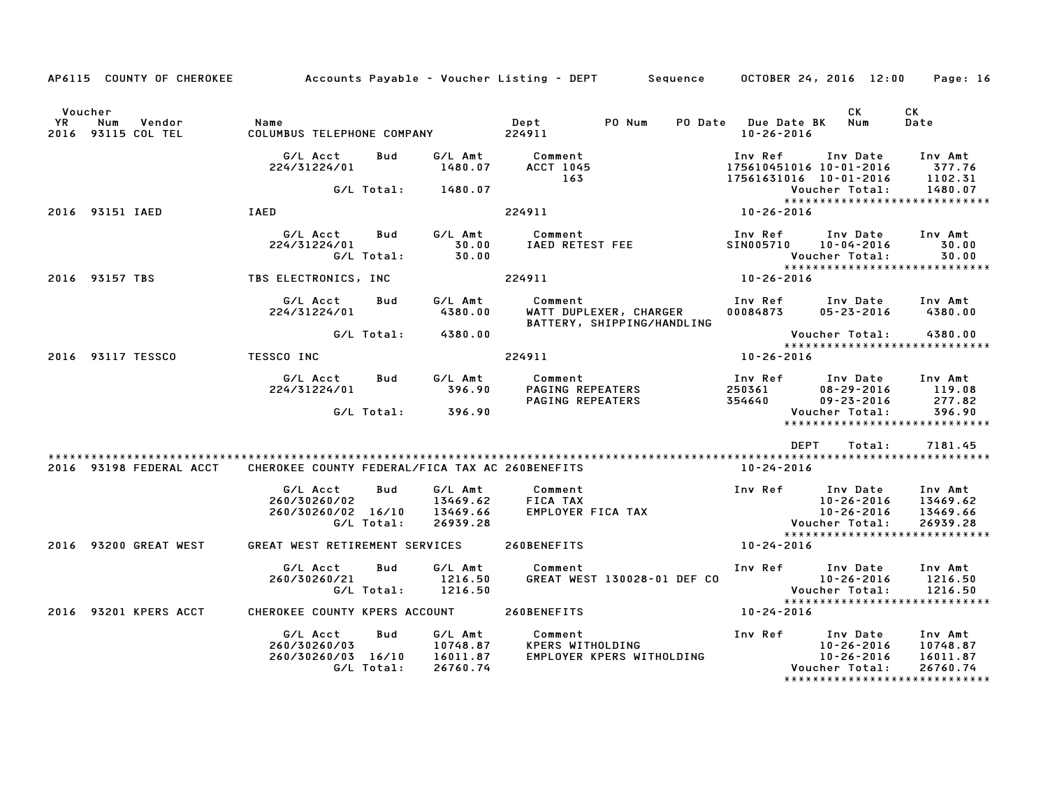AP6115 COUNTY OF CHEROKEE — Accounts Payable - Voucher Listing - DEPT — Sequence — OCTOBER 24, 2016 12:00

| Voucher YR | Num | Vendor | Name | Dept | PO Num | PO Date | Due Date BK | CK Num | CK Date |
|---|---|---|---|---|---|---|---|---|---|
| 2016 | 93115 | COL TEL | COLUMBUS TELEPHONE COMPANY | 224911 | | | 10-26-2016 | | |

| G/L Acct | Bud | G/L Amt | Comment | Inv Ref | Inv Date | Inv Amt |
|---|---|---|---|---|---|---|
| 224/31224/01 | | 1480.07 | ACCT 1045 | 175610451016 | 10-01-2016 | 377.76 |
| | | | 163 | 17561631016 | 10-01-2016 | 1102.31 |
| | G/L Total: | 1480.07 | | | Voucher Total: | 1480.07 |

| Voucher YR | Num | Vendor | Name | Dept | PO Num | PO Date | Due Date BK | CK Num | CK Date |
|---|---|---|---|---|---|---|---|---|---|
| 2016 | 93151 | IAED | IAED | 224911 | | | 10-26-2016 | | |

| G/L Acct | Bud | G/L Amt | Comment | Inv Ref | Inv Date | Inv Amt |
|---|---|---|---|---|---|---|
| 224/31224/01 | | 30.00 | IAED RETEST FEE | SIN005710 | 10-04-2016 | 30.00 |
| | G/L Total: | 30.00 | | | Voucher Total: | 30.00 |

| Voucher YR | Num | Vendor | Name | Dept | PO Num | PO Date | Due Date BK | CK Num | CK Date |
|---|---|---|---|---|---|---|---|---|---|
| 2016 | 93157 | TBS | TBS ELECTRONICS, INC | 224911 | | | 10-26-2016 | | |

| G/L Acct | Bud | G/L Amt | Comment | Inv Ref | Inv Date | Inv Amt |
|---|---|---|---|---|---|---|
| 224/31224/01 | | 4380.00 | WATT DUPLEXER, CHARGER BATTERY, SHIPPING/HANDLING | 00084873 | 05-23-2016 | 4380.00 |
| | G/L Total: | 4380.00 | | | Voucher Total: | 4380.00 |

| Voucher YR | Num | Vendor | Name | Dept | PO Num | PO Date | Due Date BK | CK Num | CK Date |
|---|---|---|---|---|---|---|---|---|---|
| 2016 | 93117 | TESSCO | TESSCO INC | 224911 | | | 10-26-2016 | | |

| G/L Acct | Bud | G/L Amt | Comment | Inv Ref | Inv Date | Inv Amt |
|---|---|---|---|---|---|---|
| 224/31224/01 | | 396.90 | PAGING REPEATERS | 250361 | 08-29-2016 | 119.08 |
| | | | PAGING REPEATERS | 354640 | 09-23-2016 | 277.82 |
| | G/L Total: | 396.90 | | | Voucher Total: | 396.90 |

DEPT Total: 7181.45

| Voucher YR | Num | Vendor | Name | Dept | PO Num | PO Date | Due Date BK | CK Num | CK Date |
|---|---|---|---|---|---|---|---|---|---|
| 2016 | 93198 | FEDERAL ACCT | CHEROKEE COUNTY FEDERAL/FICA TAX AC | 260BENEFITS | | | 10-24-2016 | | |

| G/L Acct | Bud | G/L Amt | Comment | Inv Ref | Inv Date | Inv Amt |
|---|---|---|---|---|---|---|
| 260/30260/02 | | 13469.62 | FICA TAX | | 10-26-2016 | 13469.62 |
| 260/30260/02 | 16/10 | 13469.66 | EMPLOYER FICA TAX | | 10-26-2016 | 13469.66 |
| | G/L Total: | 26939.28 | | | Voucher Total: | 26939.28 |

| Voucher YR | Num | Vendor | Name | Dept | PO Num | PO Date | Due Date BK | CK Num | CK Date |
|---|---|---|---|---|---|---|---|---|---|
| 2016 | 93200 | GREAT WEST | GREAT WEST RETIREMENT SERVICES | 260BENEFITS | | | 10-24-2016 | | |

| G/L Acct | Bud | G/L Amt | Comment | Inv Ref | Inv Date | Inv Amt |
|---|---|---|---|---|---|---|
| 260/30260/21 | | 1216.50 | GREAT WEST 130028-01 DEF CO | | 10-26-2016 | 1216.50 |
| | G/L Total: | 1216.50 | | | Voucher Total: | 1216.50 |

| Voucher YR | Num | Vendor | Name | Dept | PO Num | PO Date | Due Date BK | CK Num | CK Date |
|---|---|---|---|---|---|---|---|---|---|
| 2016 | 93201 | KPERS ACCT | CHEROKEE COUNTY KPERS ACCOUNT | 260BENEFITS | | | 10-24-2016 | | |

| G/L Acct | Bud | G/L Amt | Comment | Inv Ref | Inv Date | Inv Amt |
|---|---|---|---|---|---|---|
| 260/30260/03 | | 10748.87 | KPERS WITHOLDING | | 10-26-2016 | 10748.87 |
| 260/30260/03 | 16/10 | 16011.87 | EMPLOYER KPERS WITHOLDING | | 10-26-2016 | 16011.87 |
| | G/L Total: | 26760.74 | | | Voucher Total: | 26760.74 |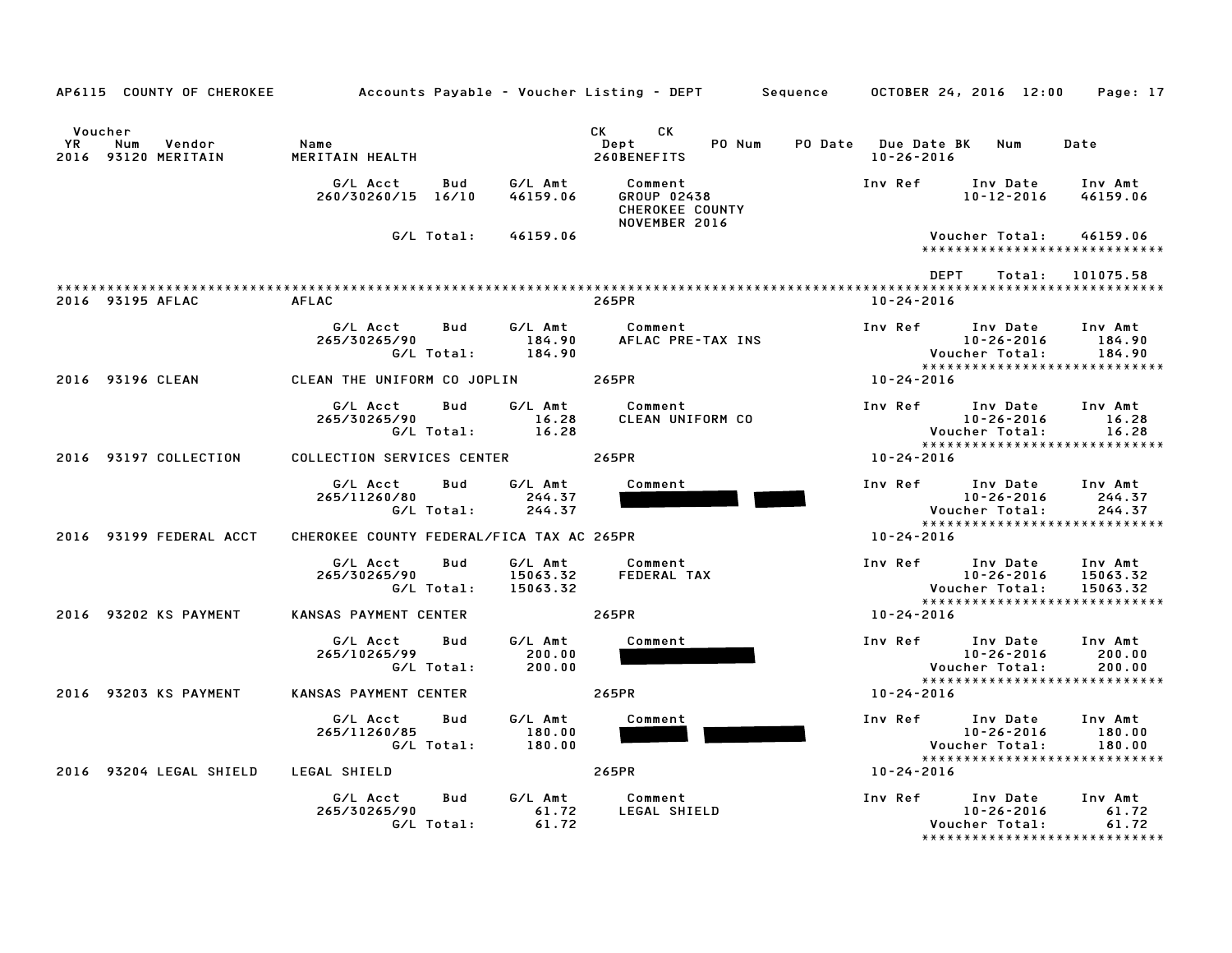AP6115 COUNTY OF CHEROKEE  Accounts Payable - Voucher Listing - DEPT  Sequence  OCTOBER 24, 2016 12:00

| Voucher YR | Num | Vendor | Name | CK Dept | CK PO Num | PO Date | Due Date BK | Num | Date |
|---|---|---|---|---|---|---|---|---|---|
| 2016 | 93120 | MERITAIN | MERITAIN HEALTH | 260BENEFITS | | | 10-26-2016 | | |

| G/L Acct | Bud | G/L Amt | Comment | Inv Ref | Inv Date | Inv Amt |
|---|---|---|---|---|---|---|
| 260/30260/15 | 16/10 | 46159.06 | GROUP 02438 CHEROKEE COUNTY NOVEMBER 2016 | | 10-12-2016 | 46159.06 |
| | G/L Total: | 46159.06 | | | Voucher Total: | 46159.06 |

DEPT Total: 101075.58

---

**2016 93195 AFLAC** — AFLAC — 265PR — 10-24-2016

| G/L Acct | Bud | G/L Amt | Comment | Inv Ref | Inv Date | Inv Amt |
|---|---|---|---|---|---|---|
| 265/30265/90 | | 184.90 | AFLAC PRE-TAX INS | | 10-26-2016 | 184.90 |
| | G/L Total: | 184.90 | | | Voucher Total: | 184.90 |

**2016 93196 CLEAN** — CLEAN THE UNIFORM CO JOPLIN — 265PR — 10-24-2016

| G/L Acct | Bud | G/L Amt | Comment | Inv Ref | Inv Date | Inv Amt |
|---|---|---|---|---|---|---|
| 265/30265/90 | | 16.28 | CLEAN UNIFORM CO | | 10-26-2016 | 16.28 |
| | G/L Total: | 16.28 | | | Voucher Total: | 16.28 |

**2016 93197 COLLECTION** — COLLECTION SERVICES CENTER — 265PR — 10-24-2016

| G/L Acct | Bud | G/L Amt | Comment | Inv Ref | Inv Date | Inv Amt |
|---|---|---|---|---|---|---|
| 265/11260/80 | | 244.37 | [REDACTED] | | 10-26-2016 | 244.37 |
| | G/L Total: | 244.37 | | | Voucher Total: | 244.37 |

**2016 93199 FEDERAL ACCT** — CHEROKEE COUNTY FEDERAL/FICA TAX AC — 265PR — 10-24-2016

| G/L Acct | Bud | G/L Amt | Comment | Inv Ref | Inv Date | Inv Amt |
|---|---|---|---|---|---|---|
| 265/30265/90 | | 15063.32 | FEDERAL TAX | | 10-26-2016 | 15063.32 |
| | G/L Total: | 15063.32 | | | Voucher Total: | 15063.32 |

**2016 93202 KS PAYMENT** — KANSAS PAYMENT CENTER — 265PR — 10-24-2016

| G/L Acct | Bud | G/L Amt | Comment | Inv Ref | Inv Date | Inv Amt |
|---|---|---|---|---|---|---|
| 265/10265/99 | | 200.00 | [REDACTED] | | 10-26-2016 | 200.00 |
| | G/L Total: | 200.00 | | | Voucher Total: | 200.00 |

**2016 93203 KS PAYMENT** — KANSAS PAYMENT CENTER — 265PR — 10-24-2016

| G/L Acct | Bud | G/L Amt | Comment | Inv Ref | Inv Date | Inv Amt |
|---|---|---|---|---|---|---|
| 265/11260/85 | | 180.00 | [REDACTED] | | 10-26-2016 | 180.00 |
| | G/L Total: | 180.00 | | | Voucher Total: | 180.00 |

**2016 93204 LEGAL SHIELD** — LEGAL SHIELD — 265PR — 10-24-2016

| G/L Acct | Bud | G/L Amt | Comment | Inv Ref | Inv Date | Inv Amt |
|---|---|---|---|---|---|---|
| 265/30265/90 | | 61.72 | LEGAL SHIELD | | 10-26-2016 | 61.72 |
| | G/L Total: | 61.72 | | | Voucher Total: | 61.72 |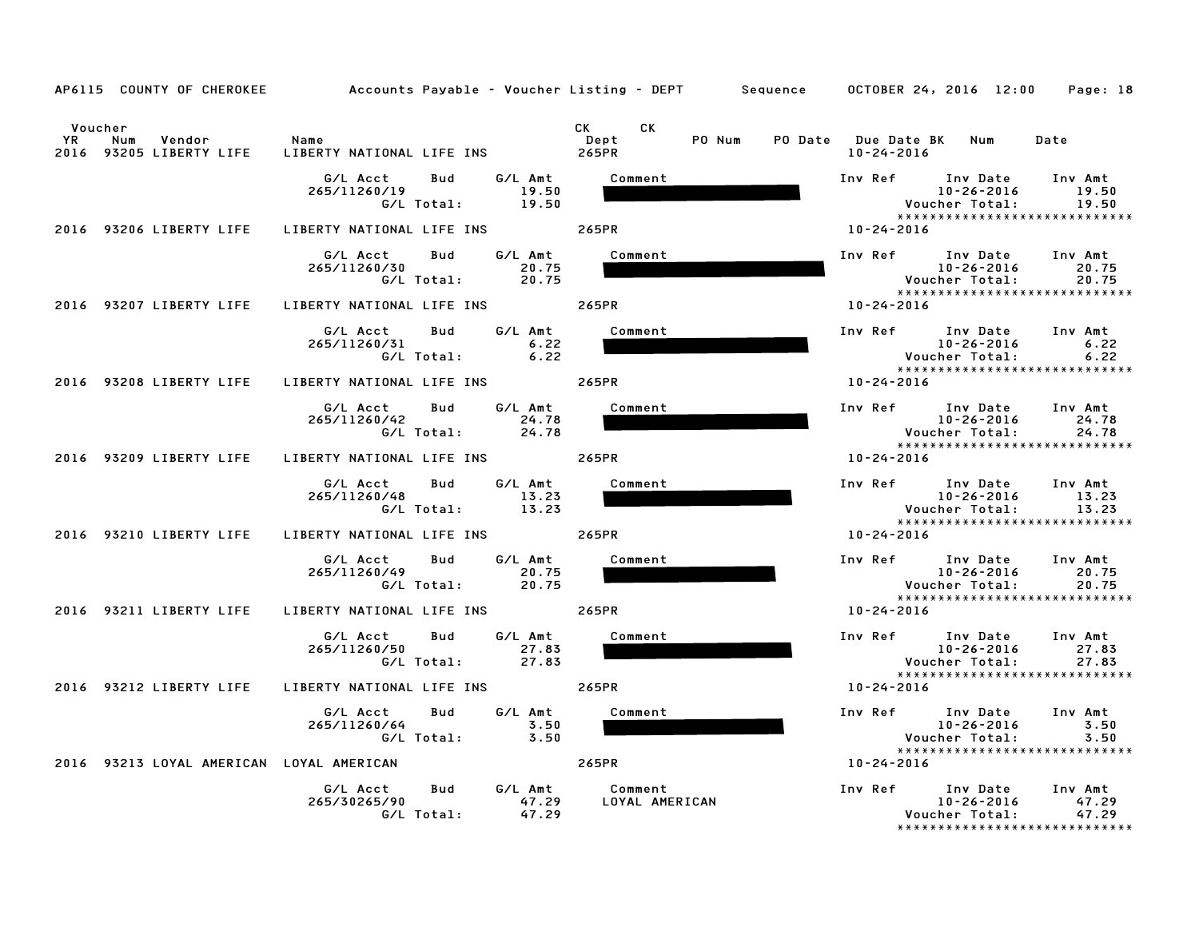AP6115 COUNTY OF CHEROKEE Accounts Payable - Voucher Listing - DEPT Sequence OCTOBER 24, 2016 12:00

| Voucher YR | Num | Vendor | Name | CK Dept | CK | PO Num | PO Date | Due Date | BK | Num | Date |
|---|---|---|---|---|---|---|---|---|---|---|---|
| 2016 | 93205 | LIBERTY LIFE | LIBERTY NATIONAL LIFE INS | 265PR | | | | 10-24-2016 | | | |

| G/L Acct | Bud | G/L Amt | Comment | Inv Ref | Inv Date | Inv Amt |
|---|---|---|---|---|---|---|
| 265/11260/19 | | 19.50 | | | 10-26-2016 | 19.50 |
| | G/L Total: | 19.50 | | | Voucher Total: | 19.50 |

| Voucher YR | Num | Vendor | Name | CK Dept | Due Date |
|---|---|---|---|---|---|
| 2016 | 93206 | LIBERTY LIFE | LIBERTY NATIONAL LIFE INS | 265PR | 10-24-2016 |

| G/L Acct | Bud | G/L Amt | Comment | Inv Ref | Inv Date | Inv Amt |
|---|---|---|---|---|---|---|
| 265/11260/30 | | 20.75 | | | 10-26-2016 | 20.75 |
| | G/L Total: | 20.75 | | | Voucher Total: | 20.75 |

| Voucher YR | Num | Vendor | Name | CK Dept | Due Date |
|---|---|---|---|---|---|
| 2016 | 93207 | LIBERTY LIFE | LIBERTY NATIONAL LIFE INS | 265PR | 10-24-2016 |

| G/L Acct | Bud | G/L Amt | Comment | Inv Ref | Inv Date | Inv Amt |
|---|---|---|---|---|---|---|
| 265/11260/31 | | 6.22 | | | 10-26-2016 | 6.22 |
| | G/L Total: | 6.22 | | | Voucher Total: | 6.22 |

| Voucher YR | Num | Vendor | Name | CK Dept | Due Date |
|---|---|---|---|---|---|
| 2016 | 93208 | LIBERTY LIFE | LIBERTY NATIONAL LIFE INS | 265PR | 10-24-2016 |

| G/L Acct | Bud | G/L Amt | Comment | Inv Ref | Inv Date | Inv Amt |
|---|---|---|---|---|---|---|
| 265/11260/42 | | 24.78 | | | 10-26-2016 | 24.78 |
| | G/L Total: | 24.78 | | | Voucher Total: | 24.78 |

| Voucher YR | Num | Vendor | Name | CK Dept | Due Date |
|---|---|---|---|---|---|
| 2016 | 93209 | LIBERTY LIFE | LIBERTY NATIONAL LIFE INS | 265PR | 10-24-2016 |

| G/L Acct | Bud | G/L Amt | Comment | Inv Ref | Inv Date | Inv Amt |
|---|---|---|---|---|---|---|
| 265/11260/48 | | 13.23 | | | 10-26-2016 | 13.23 |
| | G/L Total: | 13.23 | | | Voucher Total: | 13.23 |

| Voucher YR | Num | Vendor | Name | CK Dept | Due Date |
|---|---|---|---|---|---|
| 2016 | 93210 | LIBERTY LIFE | LIBERTY NATIONAL LIFE INS | 265PR | 10-24-2016 |

| G/L Acct | Bud | G/L Amt | Comment | Inv Ref | Inv Date | Inv Amt |
|---|---|---|---|---|---|---|
| 265/11260/49 | | 20.75 | | | 10-26-2016 | 20.75 |
| | G/L Total: | 20.75 | | | Voucher Total: | 20.75 |

| Voucher YR | Num | Vendor | Name | CK Dept | Due Date |
|---|---|---|---|---|---|
| 2016 | 93211 | LIBERTY LIFE | LIBERTY NATIONAL LIFE INS | 265PR | 10-24-2016 |

| G/L Acct | Bud | G/L Amt | Comment | Inv Ref | Inv Date | Inv Amt |
|---|---|---|---|---|---|---|
| 265/11260/50 | | 27.83 | | | 10-26-2016 | 27.83 |
| | G/L Total: | 27.83 | | | Voucher Total: | 27.83 |

| Voucher YR | Num | Vendor | Name | CK Dept | Due Date |
|---|---|---|---|---|---|
| 2016 | 93212 | LIBERTY LIFE | LIBERTY NATIONAL LIFE INS | 265PR | 10-24-2016 |

| G/L Acct | Bud | G/L Amt | Comment | Inv Ref | Inv Date | Inv Amt |
|---|---|---|---|---|---|---|
| 265/11260/64 | | 3.50 | | | 10-26-2016 | 3.50 |
| | G/L Total: | 3.50 | | | Voucher Total: | 3.50 |

| Voucher YR | Num | Vendor | Name | CK Dept | Due Date |
|---|---|---|---|---|---|
| 2016 | 93213 | LOYAL AMERICAN | LOYAL AMERICAN | 265PR | 10-24-2016 |

| G/L Acct | Bud | G/L Amt | Comment | Inv Ref | Inv Date | Inv Amt |
|---|---|---|---|---|---|---|
| 265/30265/90 | | 47.29 | LOYAL AMERICAN | | 10-26-2016 | 47.29 |
| | G/L Total: | 47.29 | | | Voucher Total: | 47.29 |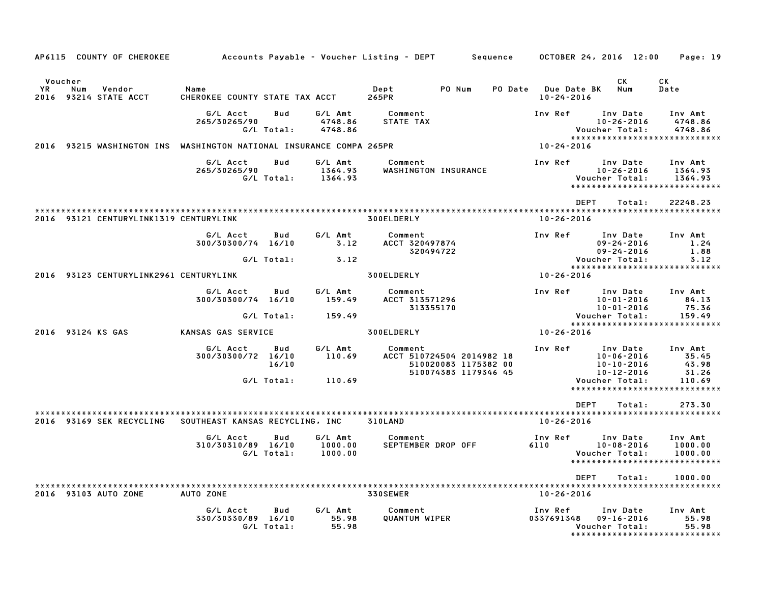AP6115 COUNTY OF CHEROKEE — Accounts Payable - Voucher Listing - DEPT — Sequence — OCTOBER 24, 2016 12:00

| Voucher YR | Num | Vendor | Name | Dept | PO Num | PO Date | Due Date BK | CK Num | CK Date |
|---|---|---|---|---|---|---|---|---|---|
| 2016 | 93214 | STATE ACCT | CHEROKEE COUNTY STATE TAX ACCT | 265PR | | | 10-24-2016 | | |

| G/L Acct | Bud | G/L Amt | Comment | Inv Ref | Inv Date | Inv Amt |
|---|---|---|---|---|---|---|
| 265/30265/90 | | 4748.86 | STATE TAX | | 10-26-2016 | 4748.86 |
| | G/L Total: | 4748.86 | | | Voucher Total: | 4748.86 |

2016 93215 WASHINGTON INS — WASHINGTON NATIONAL INSURANCE COMPA — 265PR — 10-24-2016

| G/L Acct | Bud | G/L Amt | Comment | Inv Ref | Inv Date | Inv Amt |
|---|---|---|---|---|---|---|
| 265/30265/90 | | 1364.93 | WASHINGTON INSURANCE | | 10-26-2016 | 1364.93 |
| | G/L Total: | 1364.93 | | | Voucher Total: | 1364.93 |

DEPT Total: 22248.23

2016 93121 CENTURYLINK1319 — CENTURYLINK — 300ELDERLY — 10-26-2016

| G/L Acct | Bud | G/L Amt | Comment | Inv Ref | Inv Date | Inv Amt |
|---|---|---|---|---|---|---|
| 300/30300/74 | 16/10 | 3.12 | ACCT 320497874 | | 09-24-2016 | 1.24 |
| | | | 320494722 | | 09-24-2016 | 1.88 |
| | G/L Total: | 3.12 | | | Voucher Total: | 3.12 |

2016 93123 CENTURYLINK2961 — CENTURYLINK — 300ELDERLY — 10-26-2016

| G/L Acct | Bud | G/L Amt | Comment | Inv Ref | Inv Date | Inv Amt |
|---|---|---|---|---|---|---|
| 300/30300/74 | 16/10 | 159.49 | ACCT 313571296 | | 10-01-2016 | 84.13 |
| | | | 313355170 | | 10-01-2016 | 75.36 |
| | G/L Total: | 159.49 | | | Voucher Total: | 159.49 |

2016 93124 KS GAS — KANSAS GAS SERVICE — 300ELDERLY — 10-26-2016

| G/L Acct | Bud | G/L Amt | Comment | Inv Ref | Inv Date | Inv Amt |
|---|---|---|---|---|---|---|
| 300/30300/72 | 16/10 | 110.69 | ACCT 510724504 2014982 18 | | 10-06-2016 | 35.45 |
| | 16/10 | | 510020083 1175382 00 | | 10-10-2016 | 43.98 |
| | | | 510074383 1179346 45 | | 10-12-2016 | 31.26 |
| | G/L Total: | 110.69 | | | Voucher Total: | 110.69 |

DEPT Total: 273.30

2016 93169 SEK RECYCLING — SOUTHEAST KANSAS RECYCLING, INC — 310LAND — 10-26-2016

| G/L Acct | Bud | G/L Amt | Comment | Inv Ref | Inv Date | Inv Amt |
|---|---|---|---|---|---|---|
| 310/30310/89 | 16/10 | 1000.00 | SEPTEMBER DROP OFF | 6110 | 10-08-2016 | 1000.00 |
| | G/L Total: | 1000.00 | | | Voucher Total: | 1000.00 |

DEPT Total: 1000.00

2016 93103 AUTO ZONE — AUTO ZONE — 330SEWER — 10-26-2016

| G/L Acct | Bud | G/L Amt | Comment | Inv Ref | Inv Date | Inv Amt |
|---|---|---|---|---|---|---|
| 330/30330/89 | 16/10 | 55.98 | QUANTUM WIPER | 0337691348 | 09-16-2016 | 55.98 |
| | G/L Total: | 55.98 | | | Voucher Total: | 55.98 |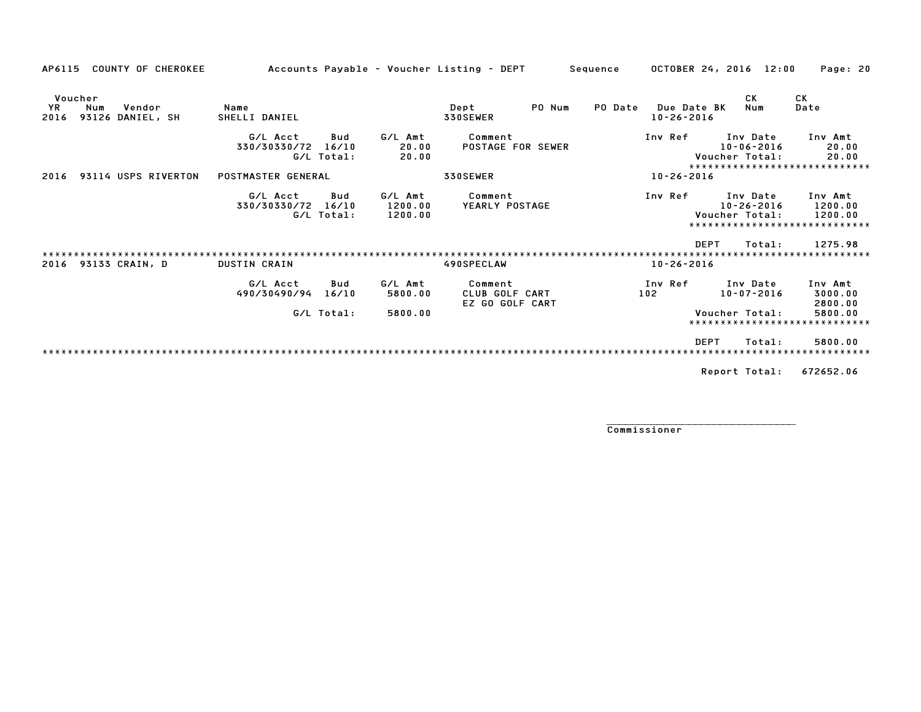AP6115 COUNTY OF CHEROKEE — Accounts Payable - Voucher Listing - DEPT — Sequence — OCTOBER 24, 2016 12:00

| Voucher YR | Num | Vendor | Name | Dept | PO Num | PO Date | Due Date BK | CK Num | CK Date |
|---|---|---|---|---|---|---|---|---|---|
| 2016 | 93126 | DANIEL, SH | SHELLI DANIEL | 330SEWER | | | 10-26-2016 | | |

| G/L Acct | Bud | G/L Amt | Comment | Inv Ref | Inv Date | Inv Amt |
|---|---|---|---|---|---|---|
| 330/30330/72 | 16/10 | 20.00 | POSTAGE FOR SEWER | | 10-06-2016 | 20.00 |
| | G/L Total: | 20.00 | | | Voucher Total: | 20.00 |

******************************

| Voucher YR | Num | Vendor | Name | Dept | PO Num | PO Date | Due Date BK | CK Num | CK Date |
|---|---|---|---|---|---|---|---|---|---|
| 2016 | 93114 | USPS RIVERTON | POSTMASTER GENERAL | 330SEWER | | | 10-26-2016 | | |

| G/L Acct | Bud | G/L Amt | Comment | Inv Ref | Inv Date | Inv Amt |
|---|---|---|---|---|---|---|
| 330/30330/72 | 16/10 | 1200.00 | YEARLY POSTAGE | | 10-26-2016 | 1200.00 |
| | G/L Total: | 1200.00 | | | Voucher Total: | 1200.00 |

******************************

DEPT Total: 1275.98

******************************

| Voucher YR | Num | Vendor | Name | Dept | PO Num | PO Date | Due Date BK | CK Num | CK Date |
|---|---|---|---|---|---|---|---|---|---|
| 2016 | 93133 | CRAIN, D | DUSTIN CRAIN | 490SPECLAW | | | 10-26-2016 | | |

| G/L Acct | Bud | G/L Amt | Comment | Inv Ref | Inv Date | Inv Amt |
|---|---|---|---|---|---|---|
| 490/30490/94 | 16/10 | 5800.00 | CLUB GOLF CART | 102 | 10-07-2016 | 3000.00 |
| | | | EZ GO GOLF CART | | | 2800.00 |
| | G/L Total: | 5800.00 | | | Voucher Total: | 5800.00 |

******************************

DEPT Total: 5800.00

******************************

Report Total: 672652.06

______________________________
Commissioner